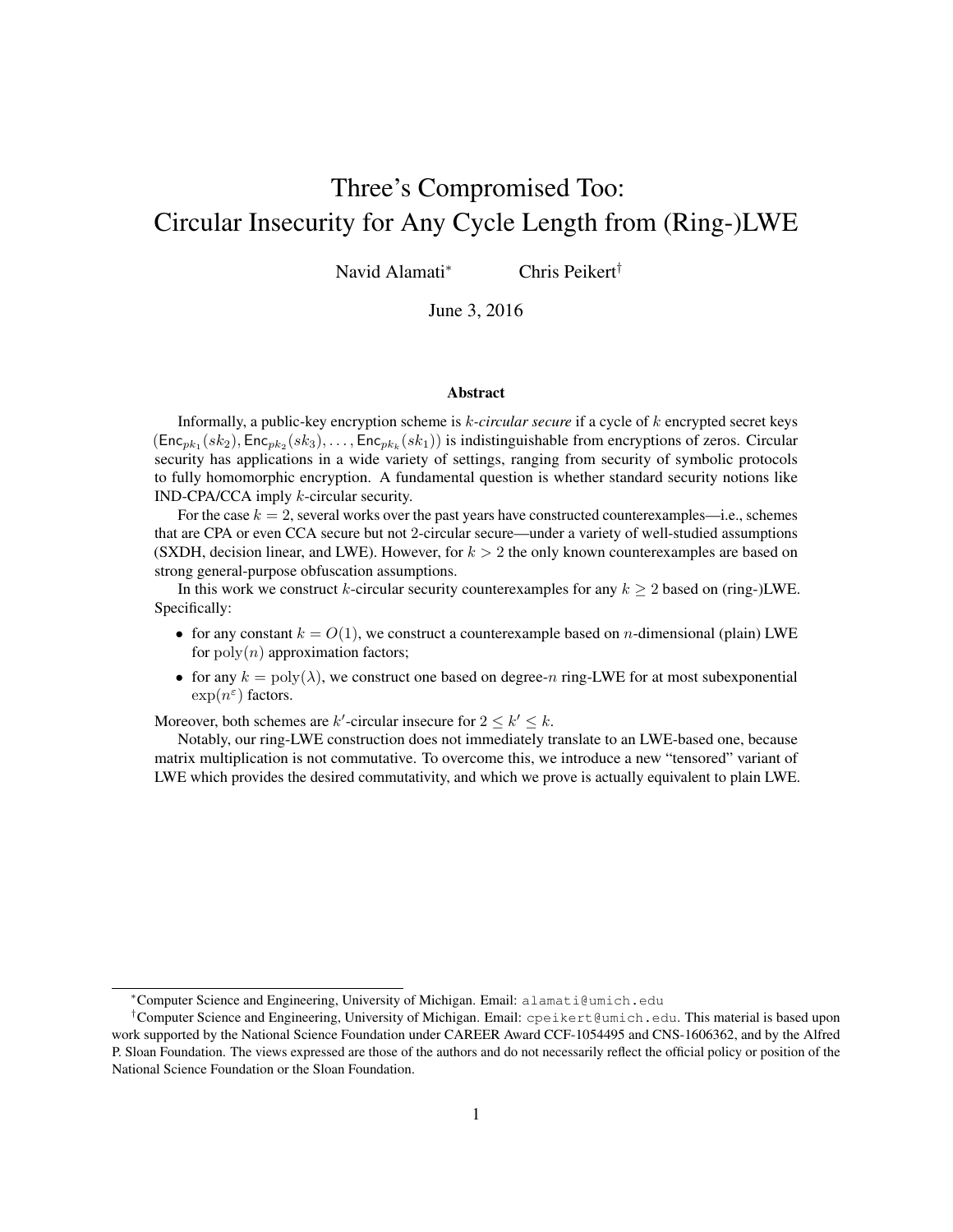# Three's Compromised Too: Circular Insecurity for Any Cycle Length from (Ring-)LWE

Navid Alamati[*] Chris Peikert[†]

June 3, 2016

## Abstract

Informally, a public-key encryption scheme is *$k$-circular secure* if a cycle of $k$ encrypted secret keys $(\mathsf{Enc}_{pk_1}(sk_2), \mathsf{Enc}_{pk_2}(sk_3), \ldots, \mathsf{Enc}_{pk_k}(sk_1))$ is indistinguishable from encryptions of zeros. Circular security has applications in a wide variety of settings, ranging from security of symbolic protocols to fully homomorphic encryption. A fundamental question is whether standard security notions like IND-CPA/CCA imply $k$-circular security.

For the case $k = 2$, several works over the past years have constructed counterexamples—i.e., schemes that are CPA or even CCA secure but not 2-circular secure—under a variety of well-studied assumptions (SXDH, decision linear, and LWE). However, for $k > 2$ the only known counterexamples are based on strong general-purpose obfuscation assumptions.

In this work we construct $k$-circular security counterexamples for any $k \geq 2$ based on (ring-)LWE. Specifically:

- for any constant $k = O(1)$, we construct a counterexample based on $n$-dimensional (plain) LWE for $\mathrm{poly}(n)$ approximation factors;
- for any $k = \mathrm{poly}(\lambda)$, we construct one based on degree-$n$ ring-LWE for at most subexponential $\exp(n^{\varepsilon})$ factors.

Moreover, both schemes are $k'$-circular insecure for $2 \leq k' \leq k$.

Notably, our ring-LWE construction does not immediately translate to an LWE-based one, because matrix multiplication is not commutative. To overcome this, we introduce a new "tensored" variant of LWE which provides the desired commutativity, and which we prove is actually equivalent to plain LWE.

---

[*] Computer Science and Engineering, University of Michigan. Email: alamati@umich.edu

[†] Computer Science and Engineering, University of Michigan. Email: cpeikert@umich.edu. This material is based upon work supported by the National Science Foundation under CAREER Award CCF-1054495 and CNS-1606362, and by the Alfred P. Sloan Foundation. The views expressed are those of the authors and do not necessarily reflect the official policy or position of the National Science Foundation or the Sloan Foundation.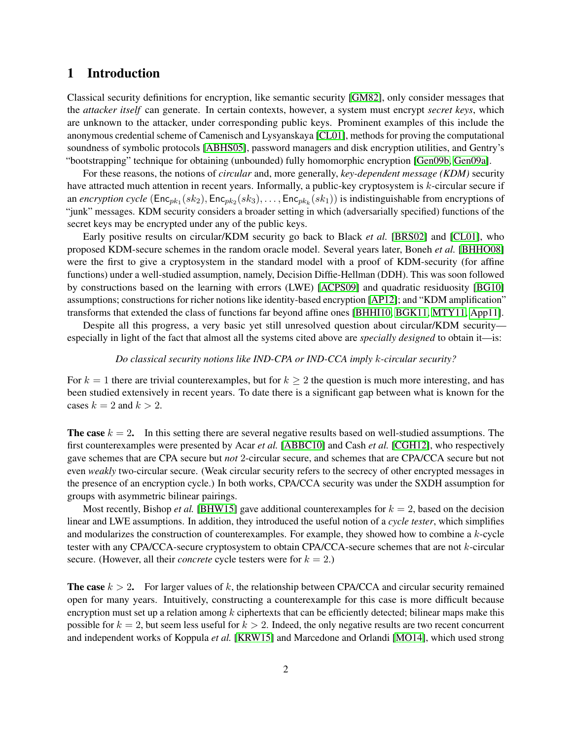# 1 Introduction

Classical security definitions for encryption, like semantic security [GM82], only consider messages that the *attacker itself* can generate. In certain contexts, however, a system must encrypt *secret keys*, which are unknown to the attacker, under corresponding public keys. Prominent examples of this include the anonymous credential scheme of Camenisch and Lysyanskaya [CL01], methods for proving the computational soundness of symbolic protocols [ABHS05], password managers and disk encryption utilities, and Gentry's "bootstrapping" technique for obtaining (unbounded) fully homomorphic encryption [Gen09b, Gen09a].

For these reasons, the notions of *circular* and, more generally, *key-dependent message (KDM)* security have attracted much attention in recent years. Informally, a public-key cryptosystem is $k$-circular secure if an *encryption cycle* $(\mathsf{Enc}_{pk_1}(sk_2), \mathsf{Enc}_{pk_2}(sk_3), \ldots, \mathsf{Enc}_{pk_k}(sk_1))$ is indistinguishable from encryptions of "junk" messages. KDM security considers a broader setting in which (adversarially specified) functions of the secret keys may be encrypted under any of the public keys.

Early positive results on circular/KDM security go back to Black *et al.* [BRS02] and [CL01], who proposed KDM-secure schemes in the random oracle model. Several years later, Boneh *et al.* [BHHO08] were the first to give a cryptosystem in the standard model with a proof of KDM-security (for affine functions) under a well-studied assumption, namely, Decision Diffie-Hellman (DDH). This was soon followed by constructions based on the learning with errors (LWE) [ACPS09] and quadratic residuosity [BG10] assumptions; constructions for richer notions like identity-based encryption [AP12]; and "KDM amplification" transforms that extended the class of functions far beyond affine ones [BHHI10, BGK11, MTY11, App11].

Despite all this progress, a very basic yet still unresolved question about circular/KDM security—especially in light of the fact that almost all the systems cited above are *specially designed* to obtain it—is:

*Do classical security notions like IND-CPA or IND-CCA imply $k$-circular security?*

For $k = 1$ there are trivial counterexamples, but for $k \geq 2$ the question is much more interesting, and has been studied extensively in recent years. To date there is a significant gap between what is known for the cases $k = 2$ and $k > 2$.

**The case $k = 2$.** In this setting there are several negative results based on well-studied assumptions. The first counterexamples were presented by Acar *et al.* [ABBC10] and Cash *et al.* [CGH12], who respectively gave schemes that are CPA secure but *not* 2-circular secure, and schemes that are CPA/CCA secure but not even *weakly* two-circular secure. (Weak circular security refers to the secrecy of other encrypted messages in the presence of an encryption cycle.) In both works, CPA/CCA security was under the SXDH assumption for groups with asymmetric bilinear pairings.

Most recently, Bishop *et al.* [BHW15] gave additional counterexamples for $k = 2$, based on the decision linear and LWE assumptions. In addition, they introduced the useful notion of a *cycle tester*, which simplifies and modularizes the construction of counterexamples. For example, they showed how to combine a $k$-cycle tester with any CPA/CCA-secure cryptosystem to obtain CPA/CCA-secure schemes that are not $k$-circular secure. (However, all their *concrete* cycle testers were for $k = 2$.)

**The case $k > 2$.** For larger values of $k$, the relationship between CPA/CCA and circular security remained open for many years. Intuitively, constructing a counterexample for this case is more difficult because encryption must set up a relation among $k$ ciphertexts that can be efficiently detected; bilinear maps make this possible for $k = 2$, but seem less useful for $k > 2$. Indeed, the only negative results are two recent concurrent and independent works of Koppula *et al.* [KRW15] and Marcedone and Orlandi [MO14], which used strong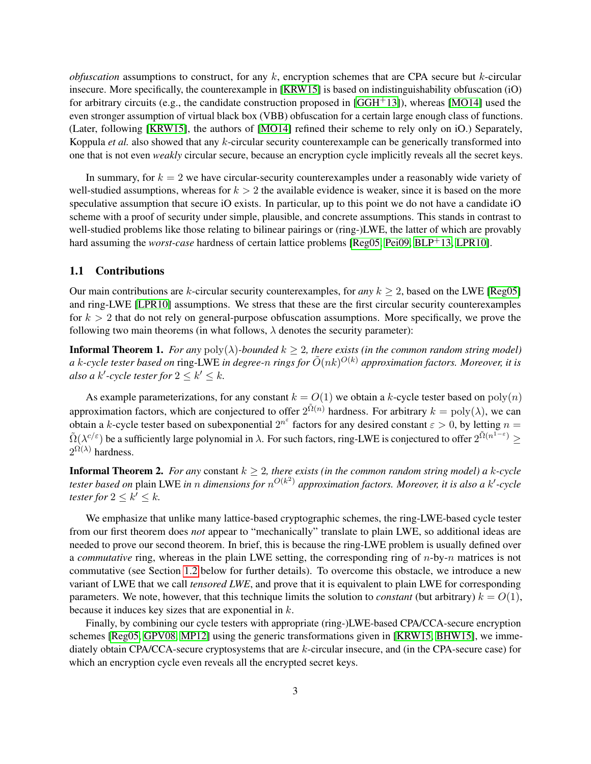*obfuscation* assumptions to construct, for any $k$, encryption schemes that are CPA secure but $k$-circular insecure. More specifically, the counterexample in [KRW15] is based on indistinguishability obfuscation (iO) for arbitrary circuits (e.g., the candidate construction proposed in [GGH+13]), whereas [MO14] used the even stronger assumption of virtual black box (VBB) obfuscation for a certain large enough class of functions. (Later, following [KRW15], the authors of [MO14] refined their scheme to rely only on iO.) Separately, Koppula *et al.* also showed that any $k$-circular security counterexample can be generically transformed into one that is not even *weakly* circular secure, because an encryption cycle implicitly reveals all the secret keys.

In summary, for $k = 2$ we have circular-security counterexamples under a reasonably wide variety of well-studied assumptions, whereas for $k > 2$ the available evidence is weaker, since it is based on the more speculative assumption that secure iO exists. In particular, up to this point we do not have a candidate iO scheme with a proof of security under simple, plausible, and concrete assumptions. This stands in contrast to well-studied problems like those relating to bilinear pairings or (ring-)LWE, the latter of which are provably hard assuming the *worst-case* hardness of certain lattice problems [Reg05, Pei09, BLP+13, LPR10].

## 1.1 Contributions

Our main contributions are $k$-circular security counterexamples, for *any* $k \geq 2$, based on the LWE [Reg05] and ring-LWE [LPR10] assumptions. We stress that these are the first circular security counterexamples for $k > 2$ that do not rely on general-purpose obfuscation assumptions. More specifically, we prove the following two main theorems (in what follows, $\lambda$ denotes the security parameter):

**Informal Theorem 1.** *For any* $\mathrm{poly}(\lambda)$*-bounded* $k \geq 2$*, there exists (in the common random string model) a* $k$*-cycle tester based on* ring-LWE *in degree-*$n$ *rings for* $\tilde{O}(nk)^{O(k)}$ *approximation factors. Moreover, it is also a* $k'$*-cycle tester for* $2 \leq k' \leq k$*.*

As example parameterizations, for any constant $k = O(1)$ we obtain a $k$-cycle tester based on $\mathrm{poly}(n)$ approximation factors, which are conjectured to offer $2^{\tilde{\Omega}(n)}$ hardness. For arbitrary $k = \mathrm{poly}(\lambda)$, we can obtain a $k$-cycle tester based on subexponential $2^{n^{\varepsilon}}$ factors for any desired constant $\varepsilon > 0$, by letting $n = \tilde{\Omega}(\lambda^{c/\varepsilon})$ be a sufficiently large polynomial in $\lambda$. For such factors, ring-LWE is conjectured to offer $2^{\tilde{\Omega}(n^{1-\varepsilon})} \geq 2^{\Omega(\lambda)}$ hardness.

**Informal Theorem 2.** *For any* constant $k \geq 2$*, there exists (in the common random string model) a* $k$*-cycle tester based on* plain LWE *in* $n$ *dimensions for* $n^{O(k^2)}$ *approximation factors. Moreover, it is also a* $k'$*-cycle tester for* $2 \leq k' \leq k$*.*

We emphasize that unlike many lattice-based cryptographic schemes, the ring-LWE-based cycle tester from our first theorem does *not* appear to "mechanically" translate to plain LWE, so additional ideas are needed to prove our second theorem. In brief, this is because the ring-LWE problem is usually defined over a *commutative* ring, whereas in the plain LWE setting, the corresponding ring of $n$-by-$n$ matrices is not commutative (see Section 1.2 below for further details). To overcome this obstacle, we introduce a new variant of LWE that we call *tensored LWE*, and prove that it is equivalent to plain LWE for corresponding parameters. We note, however, that this technique limits the solution to *constant* (but arbitrary) $k = O(1)$, because it induces key sizes that are exponential in $k$.

Finally, by combining our cycle testers with appropriate (ring-)LWE-based CPA/CCA-secure encryption schemes [Reg05, GPV08, MP12] using the generic transformations given in [KRW15, BHW15], we immediately obtain CPA/CCA-secure cryptosystems that are $k$-circular insecure, and (in the CPA-secure case) for which an encryption cycle even reveals all the encrypted secret keys.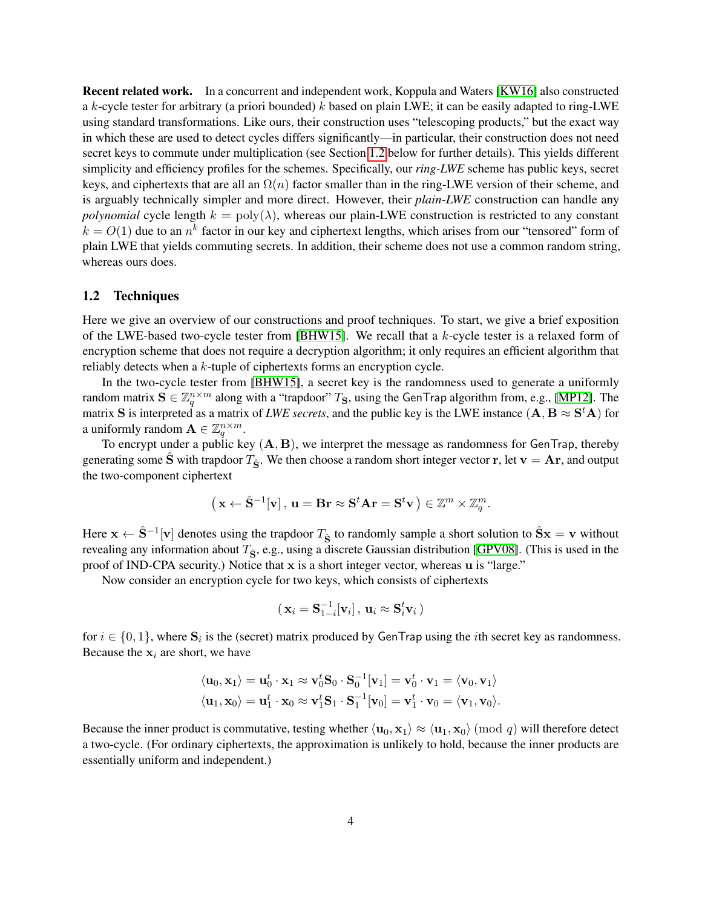**Recent related work.** In a concurrent and independent work, Koppula and Waters [KW16] also constructed a $k$-cycle tester for arbitrary (a priori bounded) $k$ based on plain LWE; it can be easily adapted to ring-LWE using standard transformations. Like ours, their construction uses "telescoping products," but the exact way in which these are used to detect cycles differs significantly—in particular, their construction does not need secret keys to commute under multiplication (see Section 1.2 below for further details). This yields different simplicity and efficiency profiles for the schemes. Specifically, our *ring-LWE* scheme has public keys, secret keys, and ciphertexts that are all an $\Omega(n)$ factor smaller than in the ring-LWE version of their scheme, and is arguably technically simpler and more direct. However, their *plain-LWE* construction can handle any *polynomial* cycle length $k = \mathrm{poly}(\lambda)$, whereas our plain-LWE construction is restricted to any constant $k = O(1)$ due to an $n^k$ factor in our key and ciphertext lengths, which arises from our "tensored" form of plain LWE that yields commuting secrets. In addition, their scheme does not use a common random string, whereas ours does.

## 1.2 Techniques

Here we give an overview of our constructions and proof techniques. To start, we give a brief exposition of the LWE-based two-cycle tester from [BHW15]. We recall that a $k$-cycle tester is a relaxed form of encryption scheme that does not require a decryption algorithm; it only requires an efficient algorithm that reliably detects when a $k$-tuple of ciphertexts forms an encryption cycle.

In the two-cycle tester from [BHW15], a secret key is the randomness used to generate a uniformly random matrix $\mathbf{S} \in \mathbb{Z}_q^{n \times m}$ along with a "trapdoor" $T_{\mathbf{S}}$, using the $\mathsf{GenTrap}$ algorithm from, e.g., [MP12]. The matrix $\mathbf{S}$ is interpreted as a matrix of *LWE secrets*, and the public key is the LWE instance $(\mathbf{A}, \mathbf{B} \approx \mathbf{S}^t \mathbf{A})$ for a uniformly random $\mathbf{A} \in \mathbb{Z}_q^{n \times m}$.

To encrypt under a public key $(\mathbf{A}, \mathbf{B})$, we interpret the message as randomness for $\mathsf{GenTrap}$, thereby generating some $\hat{\mathbf{S}}$ with trapdoor $T_{\hat{\mathbf{S}}}$. We then choose a random short integer vector $\mathbf{r}$, let $\mathbf{v} = \mathbf{A}\mathbf{r}$, and output the two-component ciphertext

$$\left( \mathbf{x} \leftarrow \hat{\mathbf{S}}^{-1}[\mathbf{v}] \, , \, \mathbf{u} = \mathbf{B}\mathbf{r} \approx \mathbf{S}^t \mathbf{A}\mathbf{r} = \mathbf{S}^t \mathbf{v} \right) \in \mathbb{Z}^m \times \mathbb{Z}_q^m.$$

Here $\mathbf{x} \leftarrow \hat{\mathbf{S}}^{-1}[\mathbf{v}]$ denotes using the trapdoor $T_{\hat{\mathbf{S}}}$ to randomly sample a short solution to $\hat{\mathbf{S}}\mathbf{x} = \mathbf{v}$ without revealing any information about $T_{\hat{\mathbf{S}}}$, e.g., using a discrete Gaussian distribution [GPV08]. (This is used in the proof of IND-CPA security.) Notice that $\mathbf{x}$ is a short integer vector, whereas $\mathbf{u}$ is "large."

Now consider an encryption cycle for two keys, which consists of ciphertexts

$$\left( \mathbf{x}_i = \mathbf{S}_{1-i}^{-1}[\mathbf{v}_i] \, , \, \mathbf{u}_i \approx \mathbf{S}_i^t \mathbf{v}_i \right)$$

for $i \in \{0, 1\}$, where $\mathbf{S}_i$ is the (secret) matrix produced by $\mathsf{GenTrap}$ using the $i$th secret key as randomness. Because the $\mathbf{x}_i$ are short, we have

$$\langle \mathbf{u}_0, \mathbf{x}_1 \rangle = \mathbf{u}_0^t \cdot \mathbf{x}_1 \approx \mathbf{v}_0^t \mathbf{S}_0 \cdot \mathbf{S}_0^{-1}[\mathbf{v}_1] = \mathbf{v}_0^t \cdot \mathbf{v}_1 = \langle \mathbf{v}_0, \mathbf{v}_1 \rangle$$
$$\langle \mathbf{u}_1, \mathbf{x}_0 \rangle = \mathbf{u}_1^t \cdot \mathbf{x}_0 \approx \mathbf{v}_1^t \mathbf{S}_1 \cdot \mathbf{S}_1^{-1}[\mathbf{v}_0] = \mathbf{v}_1^t \cdot \mathbf{v}_0 = \langle \mathbf{v}_1, \mathbf{v}_0 \rangle.$$

Because the inner product is commutative, testing whether $\langle \mathbf{u}_0, \mathbf{x}_1 \rangle \approx \langle \mathbf{u}_1, \mathbf{x}_0 \rangle \pmod q$ will therefore detect a two-cycle. (For ordinary ciphertexts, the approximation is unlikely to hold, because the inner products are essentially uniform and independent.)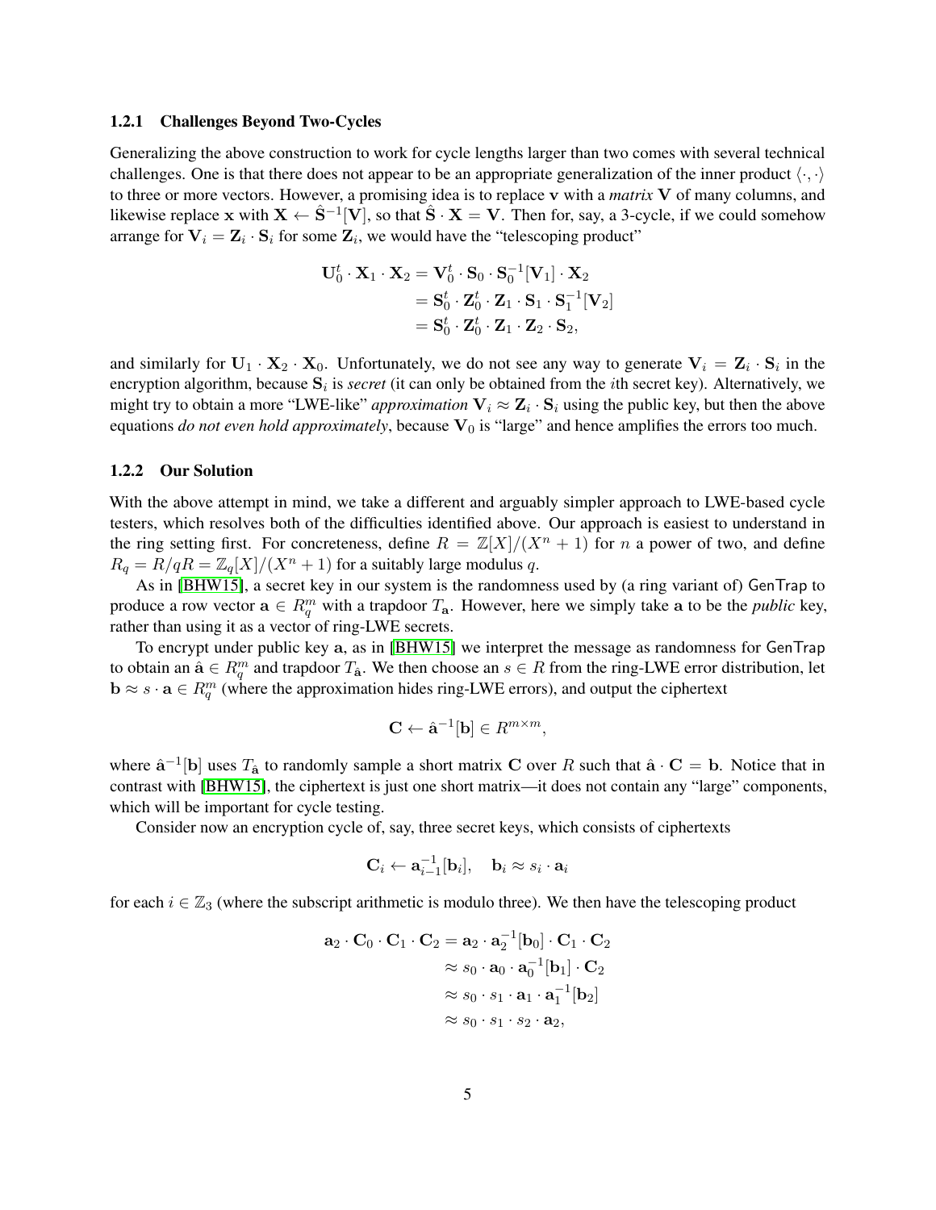### 1.2.1 Challenges Beyond Two-Cycles

Generalizing the above construction to work for cycle lengths larger than two comes with several technical challenges. One is that there does not appear to be an appropriate generalization of the inner product $\langle \cdot, \cdot \rangle$ to three or more vectors. However, a promising idea is to replace $\mathbf{v}$ with a *matrix* $\mathbf{V}$ of many columns, and likewise replace $\mathbf{x}$ with $\mathbf{X} \leftarrow \hat{\mathbf{S}}^{-1}[\mathbf{V}]$, so that $\hat{\mathbf{S}} \cdot \mathbf{X} = \mathbf{V}$. Then for, say, a 3-cycle, if we could somehow arrange for $\mathbf{V}_i = \mathbf{Z}_i \cdot \mathbf{S}_i$ for some $\mathbf{Z}_i$, we would have the "telescoping product"

$$
\begin{aligned}
\mathbf{U}_0^t \cdot \mathbf{X}_1 \cdot \mathbf{X}_2 &= \mathbf{V}_0^t \cdot \mathbf{S}_0 \cdot \mathbf{S}_0^{-1}[\mathbf{V}_1] \cdot \mathbf{X}_2 \\
&= \mathbf{S}_0^t \cdot \mathbf{Z}_0^t \cdot \mathbf{Z}_1 \cdot \mathbf{S}_1 \cdot \mathbf{S}_1^{-1}[\mathbf{V}_2] \\
&= \mathbf{S}_0^t \cdot \mathbf{Z}_0^t \cdot \mathbf{Z}_1 \cdot \mathbf{Z}_2 \cdot \mathbf{S}_2,
\end{aligned}
$$

and similarly for $\mathbf{U}_1 \cdot \mathbf{X}_2 \cdot \mathbf{X}_0$. Unfortunately, we do not see any way to generate $\mathbf{V}_i = \mathbf{Z}_i \cdot \mathbf{S}_i$ in the encryption algorithm, because $\mathbf{S}_i$ is *secret* (it can only be obtained from the $i$th secret key). Alternatively, we might try to obtain a more "LWE-like" *approximation* $\mathbf{V}_i \approx \mathbf{Z}_i \cdot \mathbf{S}_i$ using the public key, but then the above equations *do not even hold approximately*, because $\mathbf{V}_0$ is "large" and hence amplifies the errors too much.

### 1.2.2 Our Solution

With the above attempt in mind, we take a different and arguably simpler approach to LWE-based cycle testers, which resolves both of the difficulties identified above. Our approach is easiest to understand in the ring setting first. For concreteness, define $R = \mathbb{Z}[X]/(X^n + 1)$ for $n$ a power of two, and define $R_q = R/qR = \mathbb{Z}_q[X]/(X^n + 1)$ for a suitably large modulus $q$.

As in [BHW15], a secret key in our system is the randomness used by (a ring variant of) GenTrap to produce a row vector $\mathbf{a} \in R_q^m$ with a trapdoor $T_{\mathbf{a}}$. However, here we simply take $\mathbf{a}$ to be the *public* key, rather than using it as a vector of ring-LWE secrets.

To encrypt under public key $\mathbf{a}$, as in [BHW15] we interpret the message as randomness for GenTrap to obtain an $\hat{\mathbf{a}} \in R_q^m$ and trapdoor $T_{\hat{\mathbf{a}}}$. We then choose an $s \in R$ from the ring-LWE error distribution, let $\mathbf{b} \approx s \cdot \mathbf{a} \in R_q^m$ (where the approximation hides ring-LWE errors), and output the ciphertext

$$
\mathbf{C} \leftarrow \hat{\mathbf{a}}^{-1}[\mathbf{b}] \in R^{m \times m},
$$

where $\hat{\mathbf{a}}^{-1}[\mathbf{b}]$ uses $T_{\hat{\mathbf{a}}}$ to randomly sample a short matrix $\mathbf{C}$ over $R$ such that $\hat{\mathbf{a}} \cdot \mathbf{C} = \mathbf{b}$. Notice that in contrast with [BHW15], the ciphertext is just one short matrix—it does not contain any "large" components, which will be important for cycle testing.

Consider now an encryption cycle of, say, three secret keys, which consists of ciphertexts

$$
\mathbf{C}_i \leftarrow \mathbf{a}_{i-1}^{-1}[\mathbf{b}_i], \quad \mathbf{b}_i \approx s_i \cdot \mathbf{a}_i
$$

for each $i \in \mathbb{Z}_3$ (where the subscript arithmetic is modulo three). We then have the telescoping product

$$
\begin{aligned}
\mathbf{a}_2 \cdot \mathbf{C}_0 \cdot \mathbf{C}_1 \cdot \mathbf{C}_2 &= \mathbf{a}_2 \cdot \mathbf{a}_2^{-1}[\mathbf{b}_0] \cdot \mathbf{C}_1 \cdot \mathbf{C}_2 \\
&\approx s_0 \cdot \mathbf{a}_0 \cdot \mathbf{a}_0^{-1}[\mathbf{b}_1] \cdot \mathbf{C}_2 \\
&\approx s_0 \cdot s_1 \cdot \mathbf{a}_1 \cdot \mathbf{a}_1^{-1}[\mathbf{b}_2] \\
&\approx s_0 \cdot s_1 \cdot s_2 \cdot \mathbf{a}_2,
\end{aligned}
$$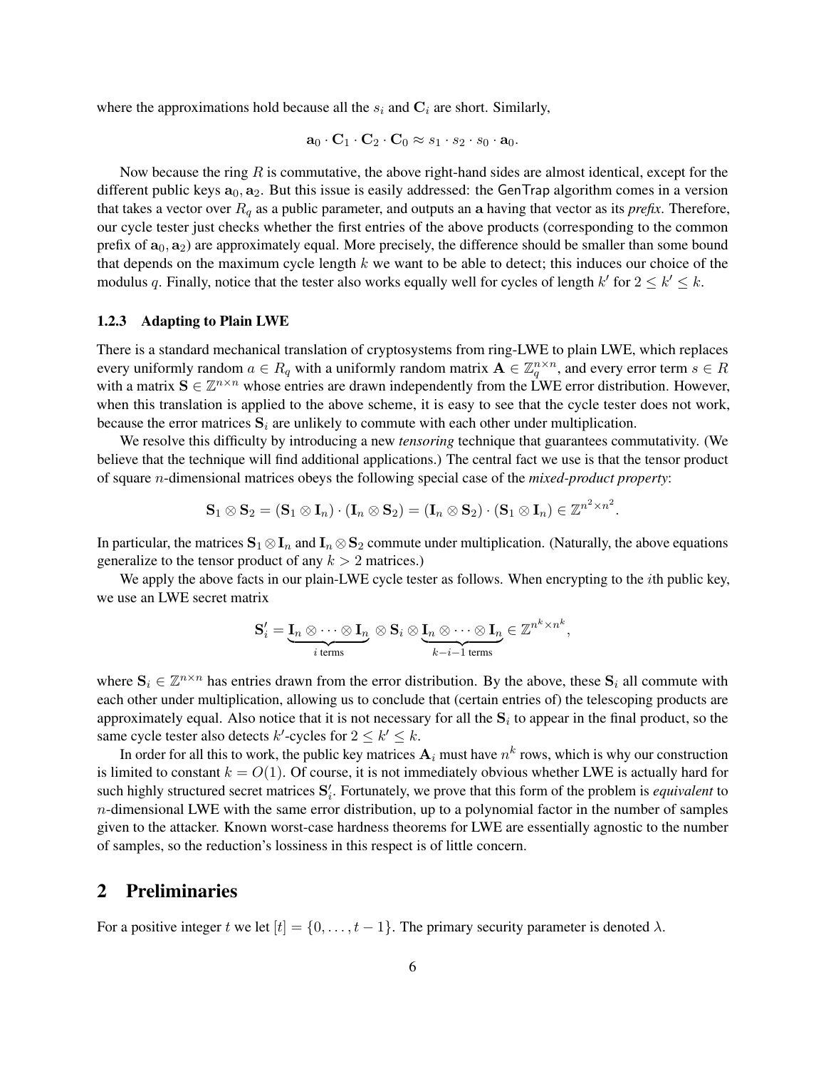where the approximations hold because all the $s_i$ and $\mathbf{C}_i$ are short. Similarly,

$$\mathbf{a}_0 \cdot \mathbf{C}_1 \cdot \mathbf{C}_2 \cdot \mathbf{C}_0 \approx s_1 \cdot s_2 \cdot s_0 \cdot \mathbf{a}_0.$$

Now because the ring $R$ is commutative, the above right-hand sides are almost identical, except for the different public keys $\mathbf{a}_0, \mathbf{a}_2$. But this issue is easily addressed: the $\mathsf{GenTrap}$ algorithm comes in a version that takes a vector over $R_q$ as a public parameter, and outputs an $\mathbf{a}$ having that vector as its *prefix*. Therefore, our cycle tester just checks whether the first entries of the above products (corresponding to the common prefix of $\mathbf{a}_0, \mathbf{a}_2$) are approximately equal. More precisely, the difference should be smaller than some bound that depends on the maximum cycle length $k$ we want to be able to detect; this induces our choice of the modulus $q$. Finally, notice that the tester also works equally well for cycles of length $k'$ for $2 \leq k' \leq k$.

### 1.2.3 Adapting to Plain LWE

There is a standard mechanical translation of cryptosystems from ring-LWE to plain LWE, which replaces every uniformly random $a \in R_q$ with a uniformly random matrix $\mathbf{A} \in \mathbb{Z}_q^{n \times n}$, and every error term $s \in R$ with a matrix $\mathbf{S} \in \mathbb{Z}^{n \times n}$ whose entries are drawn independently from the LWE error distribution. However, when this translation is applied to the above scheme, it is easy to see that the cycle tester does not work, because the error matrices $\mathbf{S}_i$ are unlikely to commute with each other under multiplication.

We resolve this difficulty by introducing a new *tensoring* technique that guarantees commutativity. (We believe that the technique will find additional applications.) The central fact we use is that the tensor product of square $n$-dimensional matrices obeys the following special case of the *mixed-product property*:

$$\mathbf{S}_1 \otimes \mathbf{S}_2 = (\mathbf{S}_1 \otimes \mathbf{I}_n) \cdot (\mathbf{I}_n \otimes \mathbf{S}_2) = (\mathbf{I}_n \otimes \mathbf{S}_2) \cdot (\mathbf{S}_1 \otimes \mathbf{I}_n) \in \mathbb{Z}^{n^2 \times n^2}.$$

In particular, the matrices $\mathbf{S}_1 \otimes \mathbf{I}_n$ and $\mathbf{I}_n \otimes \mathbf{S}_2$ commute under multiplication. (Naturally, the above equations generalize to the tensor product of any $k > 2$ matrices.)

We apply the above facts in our plain-LWE cycle tester as follows. When encrypting to the $i$th public key, we use an LWE secret matrix

$$\mathbf{S}'_i = \underbrace{\mathbf{I}_n \otimes \cdots \otimes \mathbf{I}_n}_{i \text{ terms}} \otimes \mathbf{S}_i \otimes \underbrace{\mathbf{I}_n \otimes \cdots \otimes \mathbf{I}_n}_{k-i-1 \text{ terms}} \in \mathbb{Z}^{n^k \times n^k},$$

where $\mathbf{S}_i \in \mathbb{Z}^{n \times n}$ has entries drawn from the error distribution. By the above, these $\mathbf{S}_i$ all commute with each other under multiplication, allowing us to conclude that (certain entries of) the telescoping products are approximately equal. Also notice that it is not necessary for all the $\mathbf{S}_i$ to appear in the final product, so the same cycle tester also detects $k'$-cycles for $2 \leq k' \leq k$.

In order for all this to work, the public key matrices $\mathbf{A}_i$ must have $n^k$ rows, which is why our construction is limited to constant $k = O(1)$. Of course, it is not immediately obvious whether LWE is actually hard for such highly structured secret matrices $\mathbf{S}'_i$. Fortunately, we prove that this form of the problem is *equivalent* to $n$-dimensional LWE with the same error distribution, up to a polynomial factor in the number of samples given to the attacker. Known worst-case hardness theorems for LWE are essentially agnostic to the number of samples, so the reduction's lossiness in this respect is of little concern.

## 2 Preliminaries

For a positive integer $t$ we let $[t] = \{0, \ldots, t-1\}$. The primary security parameter is denoted $\lambda$.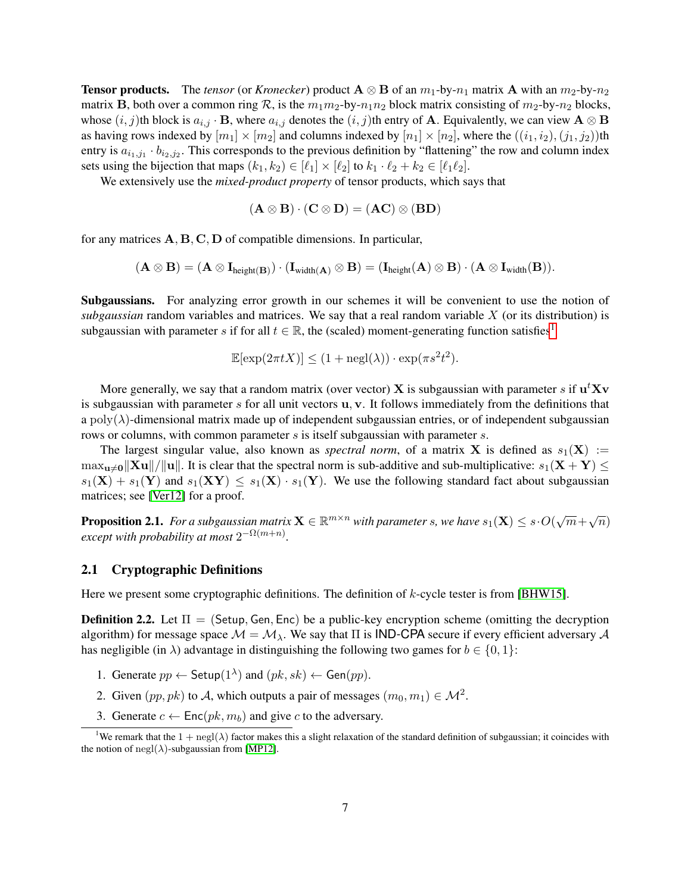**Tensor products.** The *tensor* (or *Kronecker*) product $\mathbf{A} \otimes \mathbf{B}$ of an $m_1$-by-$n_1$ matrix $\mathbf{A}$ with an $m_2$-by-$n_2$ matrix $\mathbf{B}$, both over a common ring $\mathcal{R}$, is the $m_1m_2$-by-$n_1n_2$ block matrix consisting of $m_2$-by-$n_2$ blocks, whose $(i,j)$th block is $a_{i,j} \cdot \mathbf{B}$, where $a_{i,j}$ denotes the $(i,j)$th entry of $\mathbf{A}$. Equivalently, we can view $\mathbf{A} \otimes \mathbf{B}$ as having rows indexed by $[m_1] \times [m_2]$ and columns indexed by $[n_1] \times [n_2]$, where the $((i_1, i_2), (j_1, j_2))$th entry is $a_{i_1,j_1} \cdot b_{i_2,j_2}$. This corresponds to the previous definition by "flattening" the row and column index sets using the bijection that maps $(k_1, k_2) \in [\ell_1] \times [\ell_2]$ to $k_1 \cdot \ell_2 + k_2 \in [\ell_1 \ell_2]$.

We extensively use the *mixed-product property* of tensor products, which says that

$$(\mathbf{A} \otimes \mathbf{B}) \cdot (\mathbf{C} \otimes \mathbf{D}) = (\mathbf{AC}) \otimes (\mathbf{BD})$$

for any matrices $\mathbf{A}, \mathbf{B}, \mathbf{C}, \mathbf{D}$ of compatible dimensions. In particular,

$$(\mathbf{A} \otimes \mathbf{B}) = (\mathbf{A} \otimes \mathbf{I}_{\text{height}(\mathbf{B})}) \cdot (\mathbf{I}_{\text{width}(\mathbf{A})} \otimes \mathbf{B}) = (\mathbf{I}_{\text{height}}(\mathbf{A}) \otimes \mathbf{B}) \cdot (\mathbf{A} \otimes \mathbf{I}_{\text{width}}(\mathbf{B})).$$

**Subgaussians.** For analyzing error growth in our schemes it will be convenient to use the notion of *subgaussian* random variables and matrices. We say that a real random variable $X$ (or its distribution) is subgaussian with parameter $s$ if for all $t \in \mathbb{R}$, the (scaled) moment-generating function satisfies[1]

$$\mathbb{E}[\exp(2\pi t X)] \leq (1 + \text{negl}(\lambda)) \cdot \exp(\pi s^2 t^2).$$

More generally, we say that a random matrix (over vector) $\mathbf{X}$ is subgaussian with parameter $s$ if $\mathbf{u}^t \mathbf{X} \mathbf{v}$ is subgaussian with parameter $s$ for all unit vectors $\mathbf{u}, \mathbf{v}$. It follows immediately from the definitions that a $\text{poly}(\lambda)$-dimensional matrix made up of independent subgaussian entries, or of independent subgaussian rows or columns, with common parameter $s$ is itself subgaussian with parameter $s$.

The largest singular value, also known as *spectral norm*, of a matrix $\mathbf{X}$ is defined as $s_1(\mathbf{X}) := \max_{\mathbf{u} \neq \mathbf{0}} \|\mathbf{X}\mathbf{u}\| / \|\mathbf{u}\|$. It is clear that the spectral norm is sub-additive and sub-multiplicative: $s_1(\mathbf{X} + \mathbf{Y}) \leq s_1(\mathbf{X}) + s_1(\mathbf{Y})$ and $s_1(\mathbf{XY}) \leq s_1(\mathbf{X}) \cdot s_1(\mathbf{Y})$. We use the following standard fact about subgaussian matrices; see [Ver12] for a proof.

**Proposition 2.1.** *For a subgaussian matrix $\mathbf{X} \in \mathbb{R}^{m \times n}$ with parameter $s$, we have $s_1(\mathbf{X}) \leq s \cdot O(\sqrt{m} + \sqrt{n})$ except with probability at most $2^{-\Omega(m+n)}$.*

## 2.1 Cryptographic Definitions

Here we present some cryptographic definitions. The definition of $k$-cycle tester is from [BHW15].

**Definition 2.2.** Let $\Pi = (\mathsf{Setup}, \mathsf{Gen}, \mathsf{Enc})$ be a public-key encryption scheme (omitting the decryption algorithm) for message space $\mathcal{M} = \mathcal{M}_\lambda$. We say that $\Pi$ is $\mathsf{IND\text{-}CPA}$ secure if every efficient adversary $\mathcal{A}$ has negligible (in $\lambda$) advantage in distinguishing the following two games for $b \in \{0, 1\}$:

1. Generate $pp \leftarrow \mathsf{Setup}(1^\lambda)$ and $(pk, sk) \leftarrow \mathsf{Gen}(pp)$.
2. Given $(pp, pk)$ to $\mathcal{A}$, which outputs a pair of messages $(m_0, m_1) \in \mathcal{M}^2$.
3. Generate $c \leftarrow \mathsf{Enc}(pk, m_b)$ and give $c$ to the adversary.

[1] We remark that the $1 + \text{negl}(\lambda)$ factor makes this a slight relaxation of the standard definition of subgaussian; it coincides with the notion of $\text{negl}(\lambda)$-subgaussian from [MP12].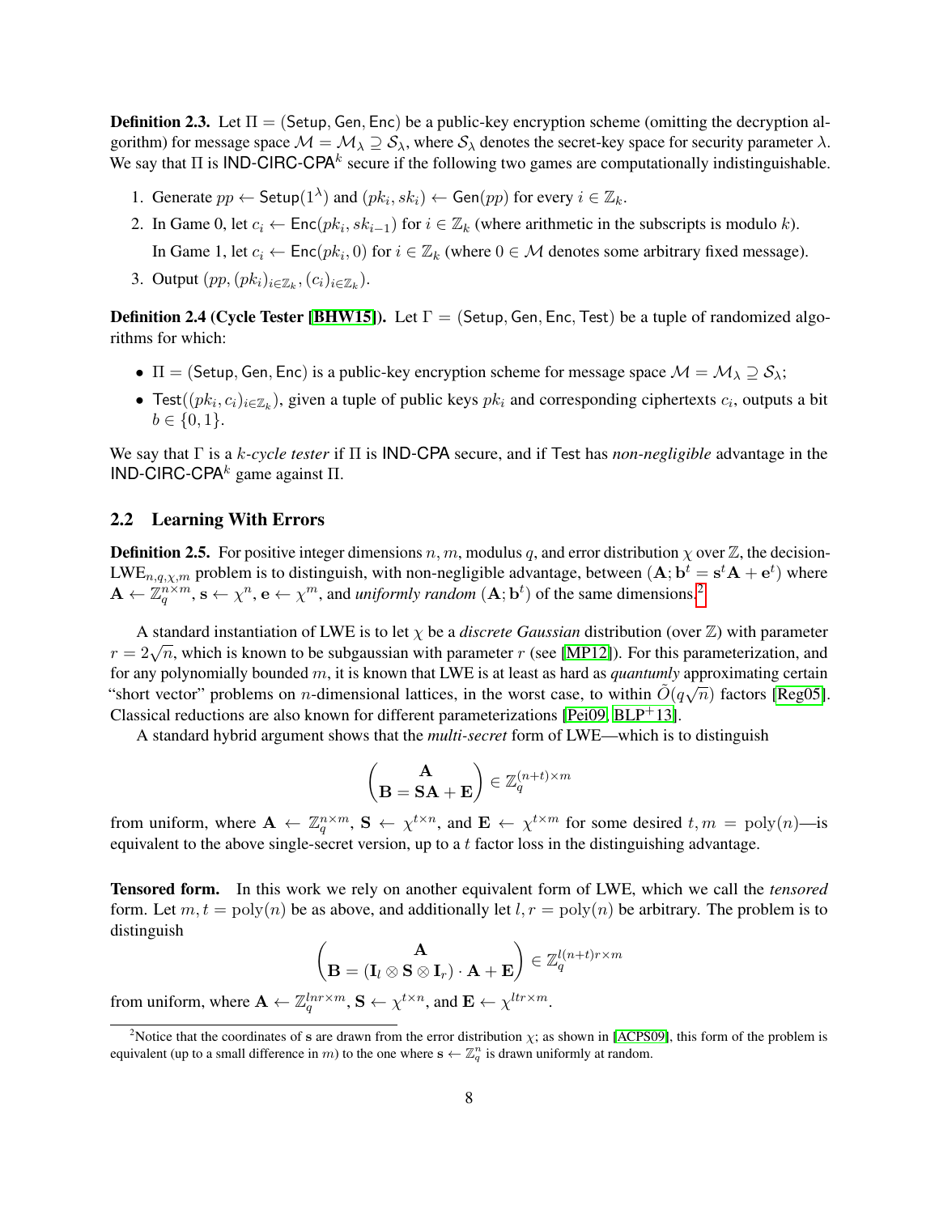**Definition 2.3.** Let $\Pi = (\mathsf{Setup}, \mathsf{Gen}, \mathsf{Enc})$ be a public-key encryption scheme (omitting the decryption algorithm) for message space $\mathcal{M} = \mathcal{M}_\lambda \supseteq \mathcal{S}_\lambda$, where $\mathcal{S}_\lambda$ denotes the secret-key space for security parameter $\lambda$. We say that $\Pi$ is $\mathsf{IND\text{-}CIRC\text{-}CPA}^k$ secure if the following two games are computationally indistinguishable.

1. Generate $pp \leftarrow \mathsf{Setup}(1^\lambda)$ and $(pk_i, sk_i) \leftarrow \mathsf{Gen}(pp)$ for every $i \in \mathbb{Z}_k$.
2. In Game 0, let $c_i \leftarrow \mathsf{Enc}(pk_i, sk_{i-1})$ for $i \in \mathbb{Z}_k$ (where arithmetic in the subscripts is modulo $k$).

   In Game 1, let $c_i \leftarrow \mathsf{Enc}(pk_i, 0)$ for $i \in \mathbb{Z}_k$ (where $0 \in \mathcal{M}$ denotes some arbitrary fixed message).
3. Output $(pp, (pk_i)_{i \in \mathbb{Z}_k}, (c_i)_{i \in \mathbb{Z}_k})$.

**Definition 2.4 (Cycle Tester [BHW15]).** Let $\Gamma = (\mathsf{Setup}, \mathsf{Gen}, \mathsf{Enc}, \mathsf{Test})$ be a tuple of randomized algorithms for which:

- $\Pi = (\mathsf{Setup}, \mathsf{Gen}, \mathsf{Enc})$ is a public-key encryption scheme for message space $\mathcal{M} = \mathcal{M}_\lambda \supseteq \mathcal{S}_\lambda$;
- $\mathsf{Test}((pk_i, c_i)_{i \in \mathbb{Z}_k})$, given a tuple of public keys $pk_i$ and corresponding ciphertexts $c_i$, outputs a bit $b \in \{0, 1\}$.

We say that $\Gamma$ is a *$k$-cycle tester* if $\Pi$ is $\mathsf{IND\text{-}CPA}$ secure, and if $\mathsf{Test}$ has *non-negligible* advantage in the $\mathsf{IND\text{-}CIRC\text{-}CPA}^k$ game against $\Pi$.

## 2.2 Learning With Errors

**Definition 2.5.** For positive integer dimensions $n, m$, modulus $q$, and error distribution $\chi$ over $\mathbb{Z}$, the decision-$\mathrm{LWE}_{n,q,\chi,m}$ problem is to distinguish, with non-negligible advantage, between $(\mathbf{A}; \mathbf{b}^t = \mathbf{s}^t\mathbf{A} + \mathbf{e}^t)$ where $\mathbf{A} \leftarrow \mathbb{Z}_q^{n \times m}$, $\mathbf{s} \leftarrow \chi^n$, $\mathbf{e} \leftarrow \chi^m$, and *uniformly random* $(\mathbf{A}; \mathbf{b}^t)$ of the same dimensions.[2]

A standard instantiation of LWE is to let $\chi$ be a *discrete Gaussian* distribution (over $\mathbb{Z}$) with parameter $r = 2\sqrt{n}$, which is known to be subgaussian with parameter $r$ (see [MP12]). For this parameterization, and for any polynomially bounded $m$, it is known that LWE is at least as hard as *quantumly* approximating certain "short vector" problems on $n$-dimensional lattices, in the worst case, to within $\tilde{O}(q\sqrt{n})$ factors [Reg05]. Classical reductions are also known for different parameterizations [Pei09, BLP+13].

A standard hybrid argument shows that the *multi-secret* form of LWE—which is to distinguish

$$\begin{pmatrix} \mathbf{A} \\ \mathbf{B} = \mathbf{S}\mathbf{A} + \mathbf{E} \end{pmatrix} \in \mathbb{Z}_q^{(n+t) \times m}$$

from uniform, where $\mathbf{A} \leftarrow \mathbb{Z}_q^{n \times m}$, $\mathbf{S} \leftarrow \chi^{t \times n}$, and $\mathbf{E} \leftarrow \chi^{t \times m}$ for some desired $t, m = \mathrm{poly}(n)$—is equivalent to the above single-secret version, up to a $t$ factor loss in the distinguishing advantage.

**Tensored form.** In this work we rely on another equivalent form of LWE, which we call the *tensored* form. Let $m, t = \mathrm{poly}(n)$ be as above, and additionally let $l, r = \mathrm{poly}(n)$ be arbitrary. The problem is to distinguish

$$\begin{pmatrix} \mathbf{A} \\ \mathbf{B} = (\mathbf{I}_l \otimes \mathbf{S} \otimes \mathbf{I}_r) \cdot \mathbf{A} + \mathbf{E} \end{pmatrix} \in \mathbb{Z}_q^{l(n+t)r \times m}$$

from uniform, where $\mathbf{A} \leftarrow \mathbb{Z}_q^{lnr \times m}$, $\mathbf{S} \leftarrow \chi^{t \times n}$, and $\mathbf{E} \leftarrow \chi^{ltr \times m}$.

---

[2] Notice that the coordinates of $\mathbf{s}$ are drawn from the error distribution $\chi$; as shown in [ACPS09], this form of the problem is equivalent (up to a small difference in $m$) to the one where $\mathbf{s} \leftarrow \mathbb{Z}_q^n$ is drawn uniformly at random.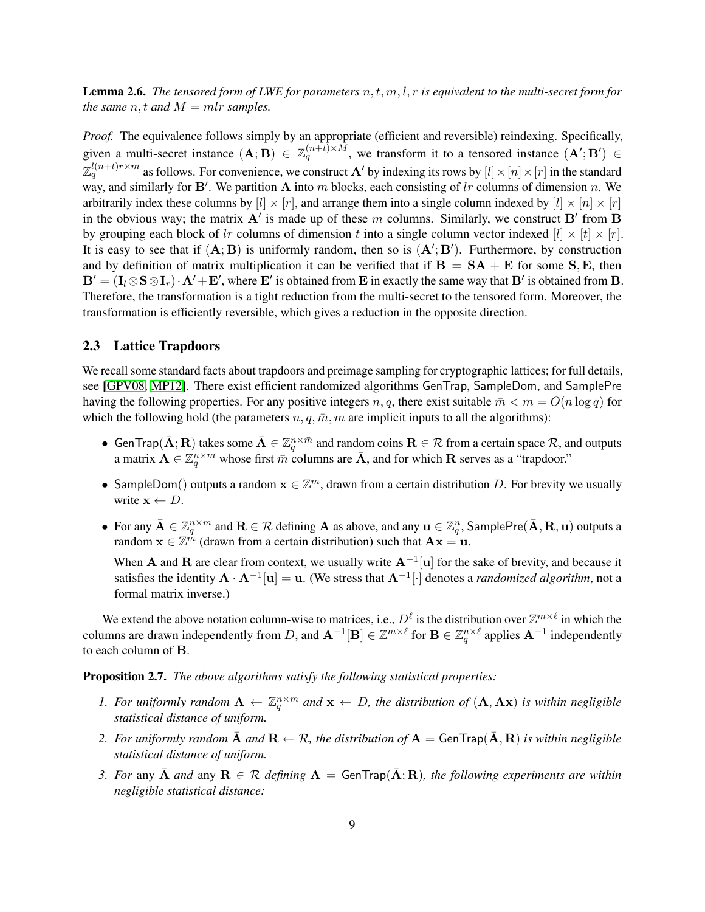**Lemma 2.6.** *The tensored form of LWE for parameters $n, t, m, l, r$ is equivalent to the multi-secret form for the same $n, t$ and $M = mlr$ samples.*

*Proof.* The equivalence follows simply by an appropriate (efficient and reversible) reindexing. Specifically, given a multi-secret instance $(\mathbf{A}; \mathbf{B}) \in \mathbb{Z}_q^{(n+t)\times M}$, we transform it to a tensored instance $(\mathbf{A}'; \mathbf{B}') \in \mathbb{Z}_q^{l(n+t)r\times m}$ as follows. For convenience, we construct $\mathbf{A}'$ by indexing its rows by $[l] \times [n] \times [r]$ in the standard way, and similarly for $\mathbf{B}'$. We partition $\mathbf{A}$ into $m$ blocks, each consisting of $lr$ columns of dimension $n$. We arbitrarily index these columns by $[l] \times [r]$, and arrange them into a single column indexed by $[l] \times [n] \times [r]$ in the obvious way; the matrix $\mathbf{A}'$ is made up of these $m$ columns. Similarly, we construct $\mathbf{B}'$ from $\mathbf{B}$ by grouping each block of $lr$ columns of dimension $t$ into a single column vector indexed $[l] \times [t] \times [r]$. It is easy to see that if $(\mathbf{A}; \mathbf{B})$ is uniformly random, then so is $(\mathbf{A}'; \mathbf{B}')$. Furthermore, by construction and by definition of matrix multiplication it can be verified that if $\mathbf{B} = \mathbf{S}\mathbf{A} + \mathbf{E}$ for some $\mathbf{S}, \mathbf{E}$, then $\mathbf{B}' = (\mathbf{I}_l \otimes \mathbf{S} \otimes \mathbf{I}_r) \cdot \mathbf{A}' + \mathbf{E}'$, where $\mathbf{E}'$ is obtained from $\mathbf{E}$ in exactly the same way that $\mathbf{B}'$ is obtained from $\mathbf{B}$. Therefore, the transformation is a tight reduction from the multi-secret to the tensored form. Moreover, the transformation is efficiently reversible, which gives a reduction in the opposite direction. □

## 2.3 Lattice Trapdoors

We recall some standard facts about trapdoors and preimage sampling for cryptographic lattices; for full details, see [GPV08, MP12]. There exist efficient randomized algorithms GenTrap, SampleDom, and SamplePre having the following properties. For any positive integers $n, q$, there exist suitable $\bar{m} < m = O(n \log q)$ for which the following hold (the parameters $n, q, \bar{m}, m$ are implicit inputs to all the algorithms):

- $\mathsf{GenTrap}(\bar{\mathbf{A}}; \mathbf{R})$ takes some $\bar{\mathbf{A}} \in \mathbb{Z}_q^{n\times\bar{m}}$ and random coins $\mathbf{R} \in \mathcal{R}$ from a certain space $\mathcal{R}$, and outputs a matrix $\mathbf{A} \in \mathbb{Z}_q^{n\times m}$ whose first $\bar{m}$ columns are $\bar{\mathbf{A}}$, and for which $\mathbf{R}$ serves as a "trapdoor."
- $\mathsf{SampleDom}()$ outputs a random $\mathbf{x} \in \mathbb{Z}^m$, drawn from a certain distribution $D$. For brevity we usually write $\mathbf{x} \leftarrow D$.
- For any $\bar{\mathbf{A}} \in \mathbb{Z}_q^{n\times\bar{m}}$ and $\mathbf{R} \in \mathcal{R}$ defining $\mathbf{A}$ as above, and any $\mathbf{u} \in \mathbb{Z}_q^n$, $\mathsf{SamplePre}(\bar{\mathbf{A}}, \mathbf{R}, \mathbf{u})$ outputs a random $\mathbf{x} \in \mathbb{Z}^m$ (drawn from a certain distribution) such that $\mathbf{A}\mathbf{x} = \mathbf{u}$.

  When $\mathbf{A}$ and $\mathbf{R}$ are clear from context, we usually write $\mathbf{A}^{-1}[\mathbf{u}]$ for the sake of brevity, and because it satisfies the identity $\mathbf{A} \cdot \mathbf{A}^{-1}[\mathbf{u}] = \mathbf{u}$. (We stress that $\mathbf{A}^{-1}[\cdot]$ denotes a *randomized algorithm*, not a formal matrix inverse.)

We extend the above notation column-wise to matrices, i.e., $D^\ell$ is the distribution over $\mathbb{Z}^{m\times\ell}$ in which the columns are drawn independently from $D$, and $\mathbf{A}^{-1}[\mathbf{B}] \in \mathbb{Z}^{m\times\ell}$ for $\mathbf{B} \in \mathbb{Z}_q^{n\times\ell}$ applies $\mathbf{A}^{-1}$ independently to each column of $\mathbf{B}$.

**Proposition 2.7.** *The above algorithms satisfy the following statistical properties:*

1. *For uniformly random $\mathbf{A} \leftarrow \mathbb{Z}_q^{n\times m}$ and $\mathbf{x} \leftarrow D$, the distribution of $(\mathbf{A}, \mathbf{A}\mathbf{x})$ is within negligible statistical distance of uniform.*
2. *For uniformly random $\bar{\mathbf{A}}$ and $\mathbf{R} \leftarrow \mathcal{R}$, the distribution of $\mathbf{A} = \mathsf{GenTrap}(\bar{\mathbf{A}}, \mathbf{R})$ is within negligible statistical distance of uniform.*
3. *For* any *$\bar{\mathbf{A}}$ and* any *$\mathbf{R} \in \mathcal{R}$ defining $\mathbf{A} = \mathsf{GenTrap}(\bar{\mathbf{A}}; \mathbf{R})$, the following experiments are within negligible statistical distance:*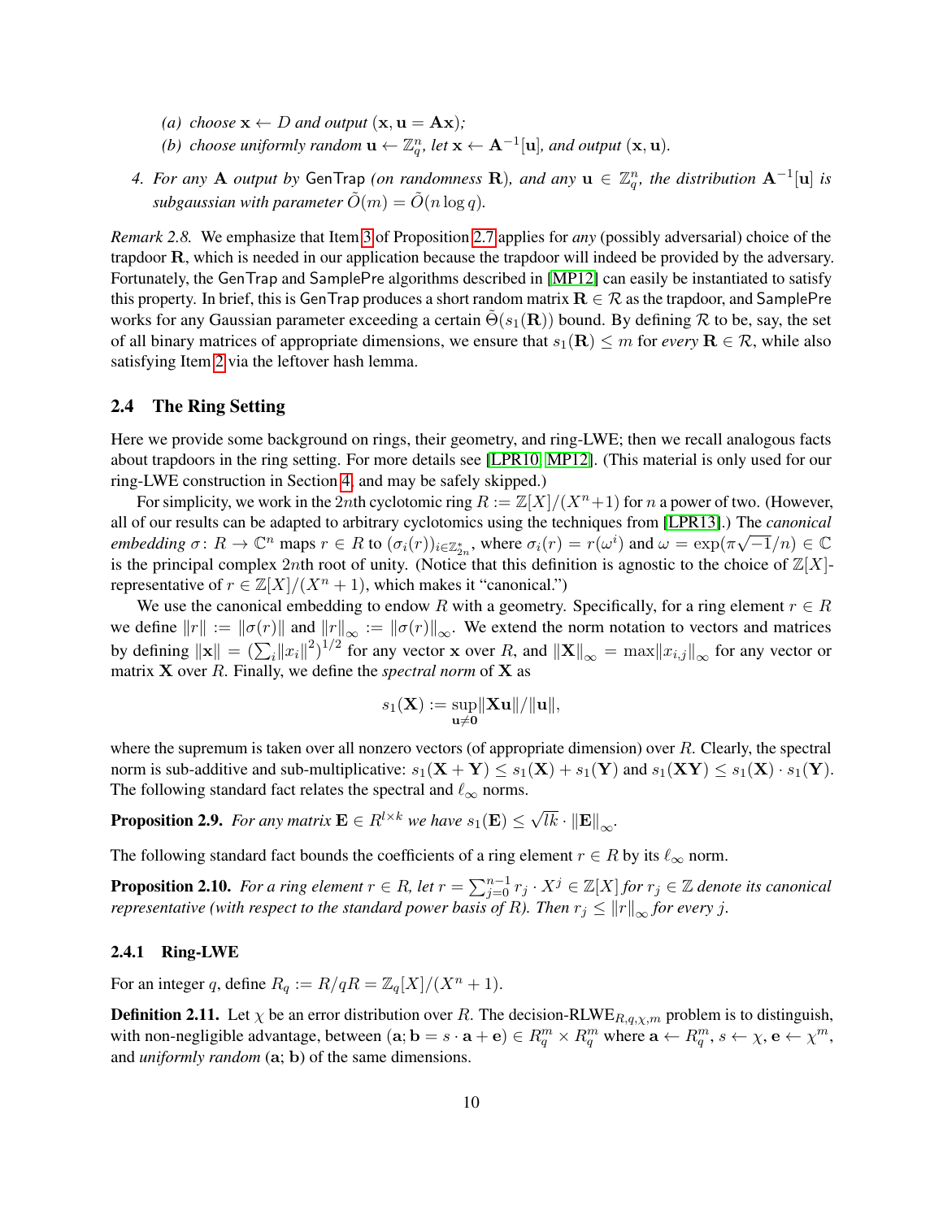(a) *choose* $\mathbf{x} \leftarrow D$ *and output* $(\mathbf{x}, \mathbf{u} = \mathbf{A}\mathbf{x})$*;*

(b) *choose uniformly random* $\mathbf{u} \leftarrow \mathbb{Z}_q^n$*, let* $\mathbf{x} \leftarrow \mathbf{A}^{-1}[\mathbf{u}]$*, and output* $(\mathbf{x}, \mathbf{u})$*.*

4. *For any* $\mathbf{A}$ *output by* GenTrap *(on randomness* $\mathbf{R}$*), and any* $\mathbf{u} \in \mathbb{Z}_q^n$*, the distribution* $\mathbf{A}^{-1}[\mathbf{u}]$ *is subgaussian with parameter* $\tilde{O}(m) = \tilde{O}(n \log q)$*.*

*Remark 2.8.* We emphasize that Item 3 of Proposition 2.7 applies for *any* (possibly adversarial) choice of the trapdoor $\mathbf{R}$, which is needed in our application because the trapdoor will indeed be provided by the adversary. Fortunately, the GenTrap and SamplePre algorithms described in [MP12] can easily be instantiated to satisfy this property. In brief, this is GenTrap produces a short random matrix $\mathbf{R} \in \mathcal{R}$ as the trapdoor, and SamplePre works for any Gaussian parameter exceeding a certain $\tilde{\Theta}(s_1(\mathbf{R}))$ bound. By defining $\mathcal{R}$ to be, say, the set of all binary matrices of appropriate dimensions, we ensure that $s_1(\mathbf{R}) \leq m$ for *every* $\mathbf{R} \in \mathcal{R}$, while also satisfying Item 2 via the leftover hash lemma.

### 2.4 The Ring Setting

Here we provide some background on rings, their geometry, and ring-LWE; then we recall analogous facts about trapdoors in the ring setting. For more details see [LPR10, MP12]. (This material is only used for our ring-LWE construction in Section 4, and may be safely skipped.)

For simplicity, we work in the $2n$th cyclotomic ring $R := \mathbb{Z}[X]/(X^n+1)$ for $n$ a power of two. (However, all of our results can be adapted to arbitrary cyclotomics using the techniques from [LPR13].) The *canonical embedding* $\sigma \colon R \to \mathbb{C}^n$ maps $r \in R$ to $(\sigma_i(r))_{i \in \mathbb{Z}_{2n}^*}$, where $\sigma_i(r) = r(\omega^i)$ and $\omega = \exp(\pi\sqrt{-1}/n) \in \mathbb{C}$ is the principal complex $2n$th root of unity. (Notice that this definition is agnostic to the choice of $\mathbb{Z}[X]$-representative of $r \in \mathbb{Z}[X]/(X^n+1)$, which makes it "canonical.")

We use the canonical embedding to endow $R$ with a geometry. Specifically, for a ring element $r \in R$ we define $\|r\| := \|\sigma(r)\|$ and $\|r\|_\infty := \|\sigma(r)\|_\infty$. We extend the norm notation to vectors and matrices by defining $\|\mathbf{x}\| = (\sum_i \|x_i\|^2)^{1/2}$ for any vector $\mathbf{x}$ over $R$, and $\|\mathbf{X}\|_\infty = \max \|x_{i,j}\|_\infty$ for any vector or matrix $\mathbf{X}$ over $R$. Finally, we define the *spectral norm* of $\mathbf{X}$ as

$$s_1(\mathbf{X}) := \sup_{\mathbf{u} \neq \mathbf{0}} \|\mathbf{X}\mathbf{u}\| / \|\mathbf{u}\|,$$

where the supremum is taken over all nonzero vectors (of appropriate dimension) over $R$. Clearly, the spectral norm is sub-additive and sub-multiplicative: $s_1(\mathbf{X}+\mathbf{Y}) \leq s_1(\mathbf{X}) + s_1(\mathbf{Y})$ and $s_1(\mathbf{X}\mathbf{Y}) \leq s_1(\mathbf{X}) \cdot s_1(\mathbf{Y})$. The following standard fact relates the spectral and $\ell_\infty$ norms.

**Proposition 2.9.** *For any matrix* $\mathbf{E} \in R^{l \times k}$ *we have* $s_1(\mathbf{E}) \leq \sqrt{lk} \cdot \|\mathbf{E}\|_\infty$*.*

The following standard fact bounds the coefficients of a ring element $r \in R$ by its $\ell_\infty$ norm.

**Proposition 2.10.** *For a ring element* $r \in R$*, let* $r = \sum_{j=0}^{n-1} r_j \cdot X^j \in \mathbb{Z}[X]$ *for* $r_j \in \mathbb{Z}$ *denote its canonical representative (with respect to the standard power basis of* $R$*). Then* $r_j \leq \|r\|_\infty$ *for every* $j$*.*

#### 2.4.1 Ring-LWE

For an integer $q$, define $R_q := R/qR = \mathbb{Z}_q[X]/(X^n+1)$.

**Definition 2.11.** Let $\chi$ be an error distribution over $R$. The decision-$\mathrm{RLWE}_{R,q,\chi,m}$ problem is to distinguish, with non-negligible advantage, between $(\mathbf{a}; \mathbf{b} = s \cdot \mathbf{a} + \mathbf{e}) \in R_q^m \times R_q^m$ where $\mathbf{a} \leftarrow R_q^m$, $s \leftarrow \chi$, $\mathbf{e} \leftarrow \chi^m$, and *uniformly random* $(\mathbf{a}; \mathbf{b})$ of the same dimensions.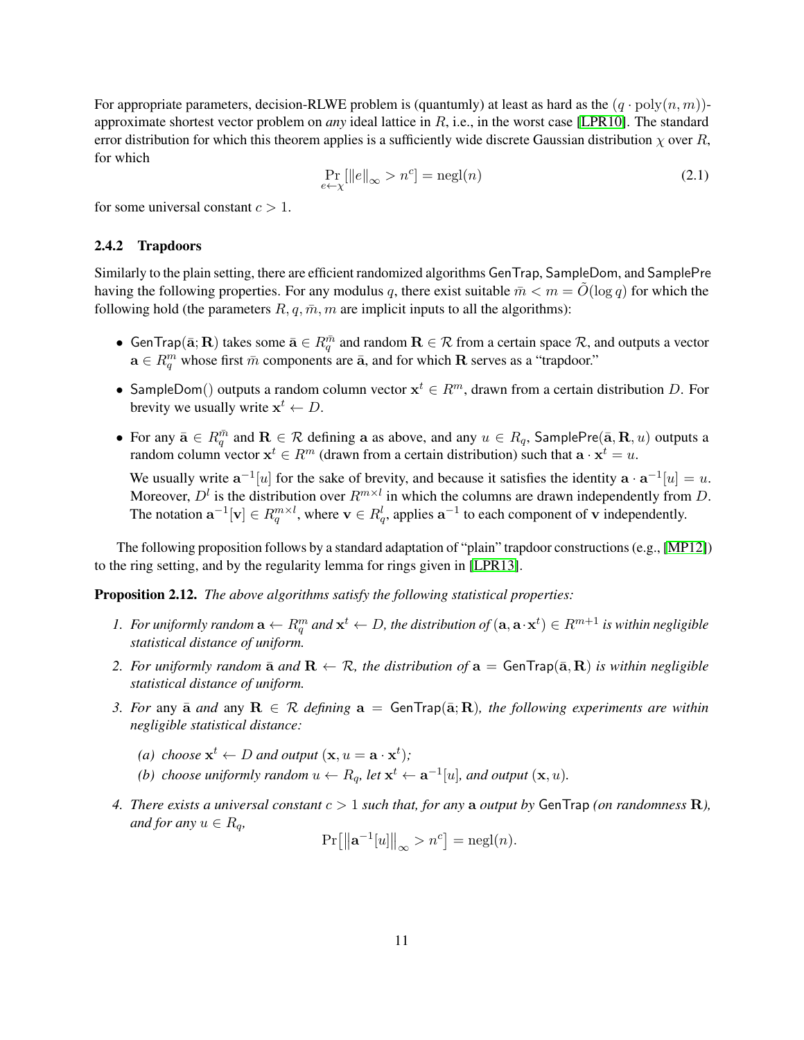For appropriate parameters, decision-RLWE problem is (quantumly) at least as hard as the $(q \cdot \mathrm{poly}(n, m))$-approximate shortest vector problem on *any* ideal lattice in $R$, i.e., in the worst case [LPR10]. The standard error distribution for which this theorem applies is a sufficiently wide discrete Gaussian distribution $\chi$ over $R$, for which

$$\Pr_{e \leftarrow \chi}[\|e\|_\infty > n^c] = \mathrm{negl}(n) \tag{2.1}$$

for some universal constant $c > 1$.

### 2.4.2 Trapdoors

Similarly to the plain setting, there are efficient randomized algorithms $\mathsf{GenTrap}$, $\mathsf{SampleDom}$, and $\mathsf{SamplePre}$ having the following properties. For any modulus $q$, there exist suitable $\bar{m} < m = \tilde{O}(\log q)$ for which the following hold (the parameters $R, q, \bar{m}, m$ are implicit inputs to all the algorithms):

- $\mathsf{GenTrap}(\bar{\mathbf{a}}; \mathbf{R})$ takes some $\bar{\mathbf{a}} \in R_q^{\bar{m}}$ and random $\mathbf{R} \in \mathcal{R}$ from a certain space $\mathcal{R}$, and outputs a vector $\mathbf{a} \in R_q^m$ whose first $\bar{m}$ components are $\bar{\mathbf{a}}$, and for which $\mathbf{R}$ serves as a "trapdoor."
- $\mathsf{SampleDom}()$ outputs a random column vector $\mathbf{x}^t \in R^m$, drawn from a certain distribution $D$. For brevity we usually write $\mathbf{x}^t \leftarrow D$.
- For any $\bar{\mathbf{a}} \in R_q^{\bar{m}}$ and $\mathbf{R} \in \mathcal{R}$ defining $\mathbf{a}$ as above, and any $u \in R_q$, $\mathsf{SamplePre}(\bar{\mathbf{a}}, \mathbf{R}, u)$ outputs a random column vector $\mathbf{x}^t \in R^m$ (drawn from a certain distribution) such that $\mathbf{a} \cdot \mathbf{x}^t = u$.

  We usually write $\mathbf{a}^{-1}[u]$ for the sake of brevity, and because it satisfies the identity $\mathbf{a} \cdot \mathbf{a}^{-1}[u] = u$. Moreover, $D^l$ is the distribution over $R^{m \times l}$ in which the columns are drawn independently from $D$. The notation $\mathbf{a}^{-1}[\mathbf{v}] \in R_q^{m \times l}$, where $\mathbf{v} \in R_q^l$, applies $\mathbf{a}^{-1}$ to each component of $\mathbf{v}$ independently.

The following proposition follows by a standard adaptation of "plain" trapdoor constructions (e.g., [MP12]) to the ring setting, and by the regularity lemma for rings given in [LPR13].

**Proposition 2.12.** *The above algorithms satisfy the following statistical properties:*

1. *For uniformly random $\mathbf{a} \leftarrow R_q^m$ and $\mathbf{x}^t \leftarrow D$, the distribution of $(\mathbf{a}, \mathbf{a} \cdot \mathbf{x}^t) \in R^{m+1}$ is within negligible statistical distance of uniform.*
2. *For uniformly random $\bar{\mathbf{a}}$ and $\mathbf{R} \leftarrow \mathcal{R}$, the distribution of $\mathbf{a} = \mathsf{GenTrap}(\bar{\mathbf{a}}, \mathbf{R})$ is within negligible statistical distance of uniform.*
3. *For* any $\bar{\mathbf{a}}$ *and* any $\mathbf{R} \in \mathcal{R}$ *defining* $\mathbf{a} = \mathsf{GenTrap}(\bar{\mathbf{a}}; \mathbf{R})$*, the following experiments are within negligible statistical distance:*
   *(a) choose $\mathbf{x}^t \leftarrow D$ and output $(\mathbf{x}, u = \mathbf{a} \cdot \mathbf{x}^t)$;*
   *(b) choose uniformly random $u \leftarrow R_q$, let $\mathbf{x}^t \leftarrow \mathbf{a}^{-1}[u]$, and output $(\mathbf{x}, u)$.*
4. *There exists a universal constant $c > 1$ such that, for any $\mathbf{a}$ output by $\mathsf{GenTrap}$ (on randomness $\mathbf{R}$), and for any $u \in R_q$,*

$$\Pr\left[\left\|\mathbf{a}^{-1}[u]\right\|_\infty > n^c\right] = \mathrm{negl}(n).$$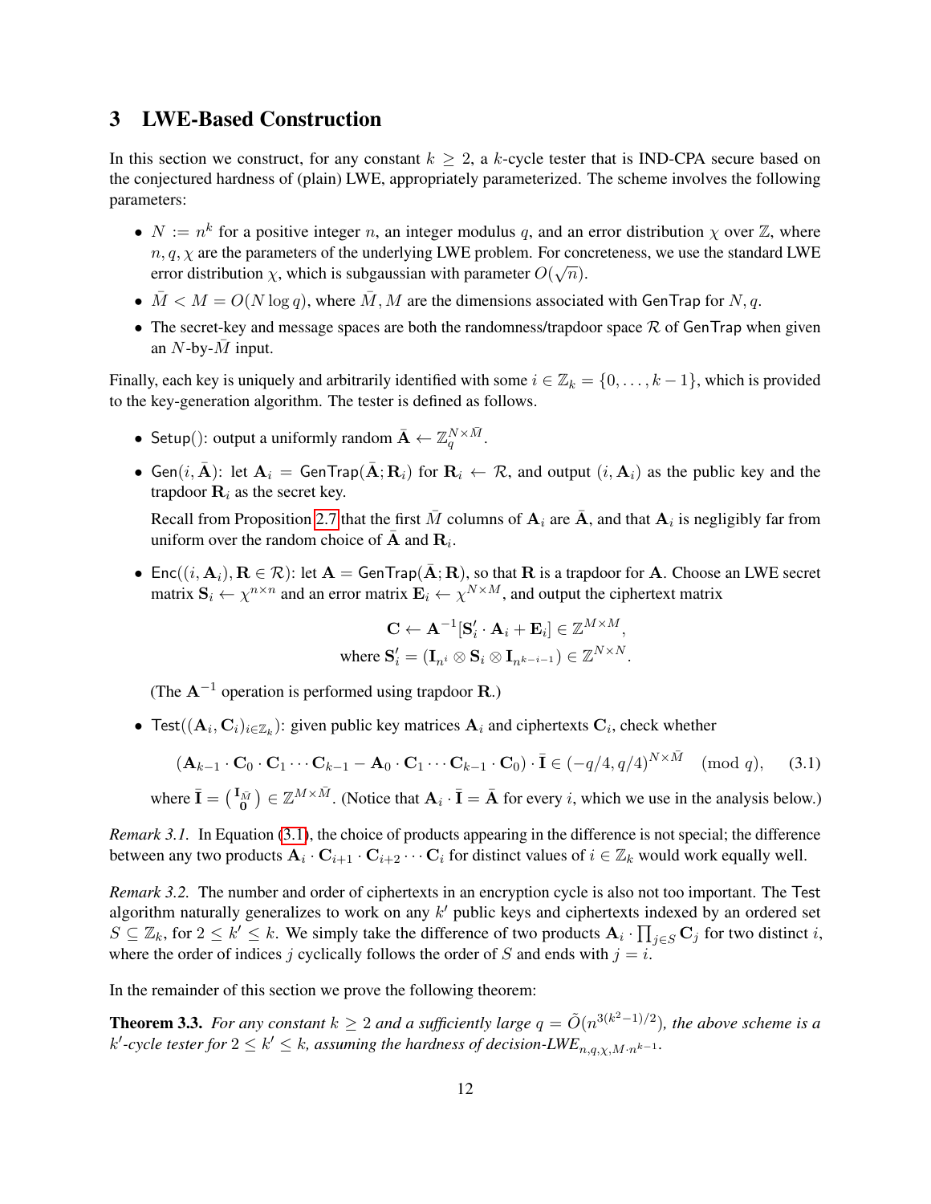# 3 LWE-Based Construction

In this section we construct, for any constant $k \geq 2$, a $k$-cycle tester that is IND-CPA secure based on the conjectured hardness of (plain) LWE, appropriately parameterized. The scheme involves the following parameters:

- $N := n^k$ for a positive integer $n$, an integer modulus $q$, and an error distribution $\chi$ over $\mathbb{Z}$, where $n, q, \chi$ are the parameters of the underlying LWE problem. For concreteness, we use the standard LWE error distribution $\chi$, which is subgaussian with parameter $O(\sqrt{n})$.
- $\bar{M} < M = O(N \log q)$, where $\bar{M}, M$ are the dimensions associated with $\mathsf{GenTrap}$ for $N, q$.
- The secret-key and message spaces are both the randomness/trapdoor space $\mathcal{R}$ of $\mathsf{GenTrap}$ when given an $N$-by-$\bar{M}$ input.

Finally, each key is uniquely and arbitrarily identified with some $i \in \mathbb{Z}_k = \{0, \ldots, k-1\}$, which is provided to the key-generation algorithm. The tester is defined as follows.

- $\mathsf{Setup}()$: output a uniformly random $\bar{\mathbf{A}} \leftarrow \mathbb{Z}_q^{N \times \bar{M}}$.
- $\mathsf{Gen}(i, \bar{\mathbf{A}})$: let $\mathbf{A}_i = \mathsf{GenTrap}(\bar{\mathbf{A}}; \mathbf{R}_i)$ for $\mathbf{R}_i \leftarrow \mathcal{R}$, and output $(i, \mathbf{A}_i)$ as the public key and the trapdoor $\mathbf{R}_i$ as the secret key.

  Recall from Proposition 2.7 that the first $\bar{M}$ columns of $\mathbf{A}_i$ are $\bar{\mathbf{A}}$, and that $\mathbf{A}_i$ is negligibly far from uniform over the random choice of $\bar{\mathbf{A}}$ and $\mathbf{R}_i$.

- $\mathsf{Enc}((i, \mathbf{A}_i), \mathbf{R} \in \mathcal{R})$: let $\mathbf{A} = \mathsf{GenTrap}(\bar{\mathbf{A}}; \mathbf{R})$, so that $\mathbf{R}$ is a trapdoor for $\mathbf{A}$. Choose an LWE secret matrix $\mathbf{S}_i \leftarrow \chi^{n \times n}$ and an error matrix $\mathbf{E}_i \leftarrow \chi^{N \times M}$, and output the ciphertext matrix

$$\mathbf{C} \leftarrow \mathbf{A}^{-1}[\mathbf{S}'_i \cdot \mathbf{A}_i + \mathbf{E}_i] \in \mathbb{Z}^{M \times M},$$
$$\text{where } \mathbf{S}'_i = (\mathbf{I}_{n^i} \otimes \mathbf{S}_i \otimes \mathbf{I}_{n^{k-i-1}}) \in \mathbb{Z}^{N \times N}.$$

  (The $\mathbf{A}^{-1}$ operation is performed using trapdoor $\mathbf{R}$.)

- $\mathsf{Test}((\mathbf{A}_i, \mathbf{C}_i)_{i \in \mathbb{Z}_k})$: given public key matrices $\mathbf{A}_i$ and ciphertexts $\mathbf{C}_i$, check whether

$$(\mathbf{A}_{k-1} \cdot \mathbf{C}_0 \cdot \mathbf{C}_1 \cdots \mathbf{C}_{k-1} - \mathbf{A}_0 \cdot \mathbf{C}_1 \cdots \mathbf{C}_{k-1} \cdot \mathbf{C}_0) \cdot \bar{\mathbf{I}} \in (-q/4, q/4)^{N \times \bar{M}} \pmod{q}, \tag{3.1}$$

  where $\bar{\mathbf{I}} = \begin{pmatrix} \mathbf{I}_{\bar{M}} \\ \mathbf{0} \end{pmatrix} \in \mathbb{Z}^{M \times \bar{M}}$. (Notice that $\mathbf{A}_i \cdot \bar{\mathbf{I}} = \bar{\mathbf{A}}$ for every $i$, which we use in the analysis below.)

*Remark 3.1.* In Equation (3.1), the choice of products appearing in the difference is not special; the difference between any two products $\mathbf{A}_i \cdot \mathbf{C}_{i+1} \cdot \mathbf{C}_{i+2} \cdots \mathbf{C}_i$ for distinct values of $i \in \mathbb{Z}_k$ would work equally well.

*Remark 3.2.* The number and order of ciphertexts in an encryption cycle is also not too important. The $\mathsf{Test}$ algorithm naturally generalizes to work on any $k'$ public keys and ciphertexts indexed by an ordered set $S \subseteq \mathbb{Z}_k$, for $2 \leq k' \leq k$. We simply take the difference of two products $\mathbf{A}_i \cdot \prod_{j \in S} \mathbf{C}_j$ for two distinct $i$, where the order of indices $j$ cyclically follows the order of $S$ and ends with $j = i$.

In the remainder of this section we prove the following theorem:

**Theorem 3.3.** *For any constant $k \geq 2$ and a sufficiently large $q = \tilde{O}(n^{3(k^2-1)/2})$, the above scheme is a $k'$-cycle tester for $2 \leq k' \leq k$, assuming the hardness of decision-LWE$_{n,q,\chi,M \cdot n^{k-1}}$.*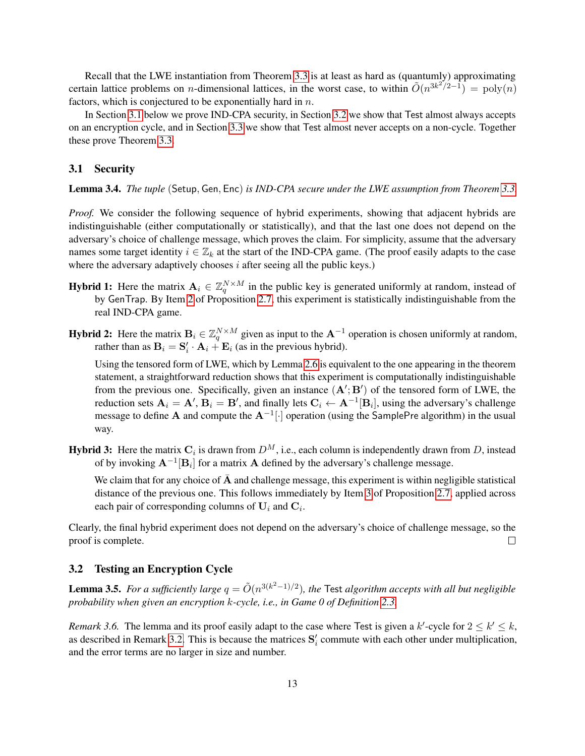Recall that the LWE instantiation from Theorem 3.3 is at least as hard as (quantumly) approximating certain lattice problems on $n$-dimensional lattices, in the worst case, to within $\tilde{O}(n^{3k^2/2-1}) = \mathrm{poly}(n)$ factors, which is conjectured to be exponentially hard in $n$.

In Section 3.1 below we prove IND-CPA security, in Section 3.2 we show that Test almost always accepts on an encryption cycle, and in Section 3.3 we show that Test almost never accepts on a non-cycle. Together these prove Theorem 3.3.

## 3.1 Security

**Lemma 3.4.** *The tuple* (Setup, Gen, Enc) *is IND-CPA secure under the LWE assumption from Theorem 3.3.*

*Proof.* We consider the following sequence of hybrid experiments, showing that adjacent hybrids are indistinguishable (either computationally or statistically), and that the last one does not depend on the adversary's choice of challenge message, which proves the claim. For simplicity, assume that the adversary names some target identity $i \in \mathbb{Z}_k$ at the start of the IND-CPA game. (The proof easily adapts to the case where the adversary adaptively chooses $i$ after seeing all the public keys.)

**Hybrid 1:** Here the matrix $\mathbf{A}_i \in \mathbb{Z}_q^{N \times M}$ in the public key is generated uniformly at random, instead of by GenTrap. By Item 2 of Proposition 2.7, this experiment is statistically indistinguishable from the real IND-CPA game.

**Hybrid 2:** Here the matrix $\mathbf{B}_i \in \mathbb{Z}_q^{N \times M}$ given as input to the $\mathbf{A}^{-1}$ operation is chosen uniformly at random, rather than as $\mathbf{B}_i = \mathbf{S}'_i \cdot \mathbf{A}_i + \mathbf{E}_i$ (as in the previous hybrid).

Using the tensored form of LWE, which by Lemma 2.6 is equivalent to the one appearing in the theorem statement, a straightforward reduction shows that this experiment is computationally indistinguishable from the previous one. Specifically, given an instance $(\mathbf{A}'; \mathbf{B}')$ of the tensored form of LWE, the reduction sets $\mathbf{A}_i = \mathbf{A}'$, $\mathbf{B}_i = \mathbf{B}'$, and finally lets $\mathbf{C}_i \leftarrow \mathbf{A}^{-1}[\mathbf{B}_i]$, using the adversary's challenge message to define $\mathbf{A}$ and compute the $\mathbf{A}^{-1}[\cdot]$ operation (using the SamplePre algorithm) in the usual way.

**Hybrid 3:** Here the matrix $\mathbf{C}_i$ is drawn from $D^M$, i.e., each column is independently drawn from $D$, instead of by invoking $\mathbf{A}^{-1}[\mathbf{B}_i]$ for a matrix $\mathbf{A}$ defined by the adversary's challenge message.

We claim that for any choice of $\bar{\mathbf{A}}$ and challenge message, this experiment is within negligible statistical distance of the previous one. This follows immediately by Item 3 of Proposition 2.7, applied across each pair of corresponding columns of $\mathbf{U}_i$ and $\mathbf{C}_i$.

Clearly, the final hybrid experiment does not depend on the adversary's choice of challenge message, so the proof is complete. □

## 3.2 Testing an Encryption Cycle

**Lemma 3.5.** *For a sufficiently large $q = \tilde{O}(n^{3(k^2-1)/2})$, the* Test *algorithm accepts with all but negligible probability when given an encryption $k$-cycle, i.e., in Game 0 of Definition 2.3.*

*Remark 3.6.* The lemma and its proof easily adapt to the case where Test is given a $k'$-cycle for $2 \leq k' \leq k$, as described in Remark 3.2. This is because the matrices $\mathbf{S}'_i$ commute with each other under multiplication, and the error terms are no larger in size and number.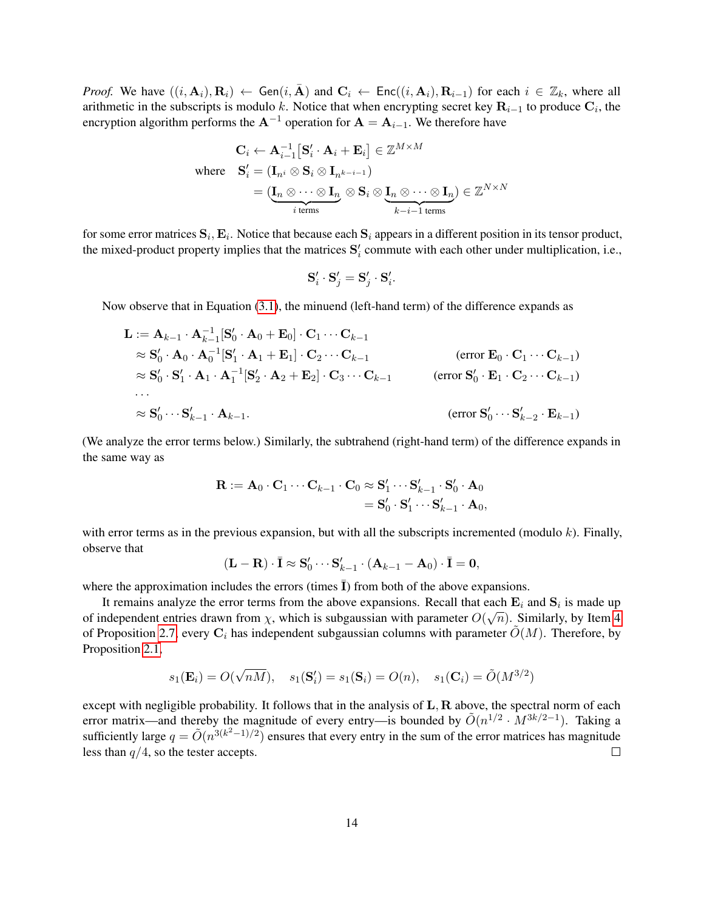*Proof.* We have $((i, \mathbf{A}_i), \mathbf{R}_i) \leftarrow \mathsf{Gen}(i, \bar{\mathbf{A}})$ and $\mathbf{C}_i \leftarrow \mathsf{Enc}((i, \mathbf{A}_i), \mathbf{R}_{i-1})$ for each $i \in \mathbb{Z}_k$, where all arithmetic in the subscripts is modulo $k$. Notice that when encrypting secret key $\mathbf{R}_{i-1}$ to produce $\mathbf{C}_i$, the encryption algorithm performs the $\mathbf{A}^{-1}$ operation for $\mathbf{A} = \mathbf{A}_{i-1}$. We therefore have

$$
\begin{aligned}
\mathbf{C}_i &\leftarrow \mathbf{A}_{i-1}^{-1}\big[\mathbf{S}'_i \cdot \mathbf{A}_i + \mathbf{E}_i\big] \in \mathbb{Z}^{M \times M} \\
\text{where} \quad \mathbf{S}'_i &= (\mathbf{I}_{n^i} \otimes \mathbf{S}_i \otimes \mathbf{I}_{n^{k-i-1}}) \\
&= (\underbrace{\mathbf{I}_n \otimes \cdots \otimes \mathbf{I}_n}_{i \text{ terms}} \otimes \mathbf{S}_i \otimes \underbrace{\mathbf{I}_n \otimes \cdots \otimes \mathbf{I}_n}_{k-i-1 \text{ terms}}) \in \mathbb{Z}^{N \times N}
\end{aligned}
$$

for some error matrices $\mathbf{S}_i, \mathbf{E}_i$. Notice that because each $\mathbf{S}_i$ appears in a different position in its tensor product, the mixed-product property implies that the matrices $\mathbf{S}'_i$ commute with each other under multiplication, i.e.,

$$
\mathbf{S}'_i \cdot \mathbf{S}'_j = \mathbf{S}'_j \cdot \mathbf{S}'_i.
$$

Now observe that in Equation (3.1), the minuend (left-hand term) of the difference expands as

$$
\begin{aligned}
\mathbf{L} &:= \mathbf{A}_{k-1} \cdot \mathbf{A}_{k-1}^{-1}[\mathbf{S}'_0 \cdot \mathbf{A}_0 + \mathbf{E}_0] \cdot \mathbf{C}_1 \cdots \mathbf{C}_{k-1} \\
&\approx \mathbf{S}'_0 \cdot \mathbf{A}_0 \cdot \mathbf{A}_0^{-1}[\mathbf{S}'_1 \cdot \mathbf{A}_1 + \mathbf{E}_1] \cdot \mathbf{C}_2 \cdots \mathbf{C}_{k-1} && (\text{error } \mathbf{E}_0 \cdot \mathbf{C}_1 \cdots \mathbf{C}_{k-1}) \\
&\approx \mathbf{S}'_0 \cdot \mathbf{S}'_1 \cdot \mathbf{A}_1 \cdot \mathbf{A}_1^{-1}[\mathbf{S}'_2 \cdot \mathbf{A}_2 + \mathbf{E}_2] \cdot \mathbf{C}_3 \cdots \mathbf{C}_{k-1} && (\text{error } \mathbf{S}'_0 \cdot \mathbf{E}_1 \cdot \mathbf{C}_2 \cdots \mathbf{C}_{k-1}) \\
&\cdots \\
&\approx \mathbf{S}'_0 \cdots \mathbf{S}'_{k-1} \cdot \mathbf{A}_{k-1}. && (\text{error } \mathbf{S}'_0 \cdots \mathbf{S}'_{k-2} \cdot \mathbf{E}_{k-1})
\end{aligned}
$$

(We analyze the error terms below.) Similarly, the subtrahend (right-hand term) of the difference expands in the same way as

$$
\begin{aligned}
\mathbf{R} := \mathbf{A}_0 \cdot \mathbf{C}_1 \cdots \mathbf{C}_{k-1} \cdot \mathbf{C}_0 &\approx \mathbf{S}'_1 \cdots \mathbf{S}'_{k-1} \cdot \mathbf{S}'_0 \cdot \mathbf{A}_0 \\
&= \mathbf{S}'_0 \cdot \mathbf{S}'_1 \cdots \mathbf{S}'_{k-1} \cdot \mathbf{A}_0,
\end{aligned}
$$

with error terms as in the previous expansion, but with all the subscripts incremented (modulo $k$). Finally, observe that

$$
(\mathbf{L} - \mathbf{R}) \cdot \bar{\mathbf{I}} \approx \mathbf{S}'_0 \cdots \mathbf{S}'_{k-1} \cdot (\mathbf{A}_{k-1} - \mathbf{A}_0) \cdot \bar{\mathbf{I}} = \mathbf{0},
$$

where the approximation includes the errors (times $\bar{\mathbf{I}}$) from both of the above expansions.

It remains analyze the error terms from the above expansions. Recall that each $\mathbf{E}_i$ and $\mathbf{S}_i$ is made up of independent entries drawn from $\chi$, which is subgaussian with parameter $O(\sqrt{n})$. Similarly, by Item 4 of Proposition 2.7, every $\mathbf{C}_i$ has independent subgaussian columns with parameter $\tilde{O}(M)$. Therefore, by Proposition 2.1,

$$
s_1(\mathbf{E}_i) = O(\sqrt{nM}), \quad s_1(\mathbf{S}'_i) = s_1(\mathbf{S}_i) = O(n), \quad s_1(\mathbf{C}_i) = \tilde{O}(M^{3/2})
$$

except with negligible probability. It follows that in the analysis of $\mathbf{L}, \mathbf{R}$ above, the spectral norm of each error matrix—and thereby the magnitude of every entry—is bounded by $\tilde{O}(n^{1/2} \cdot M^{3k/2-1})$. Taking a sufficiently large $q = \tilde{O}(n^{3(k^2-1)/2})$ ensures that every entry in the sum of the error matrices has magnitude less than $q/4$, so the tester accepts. $\square$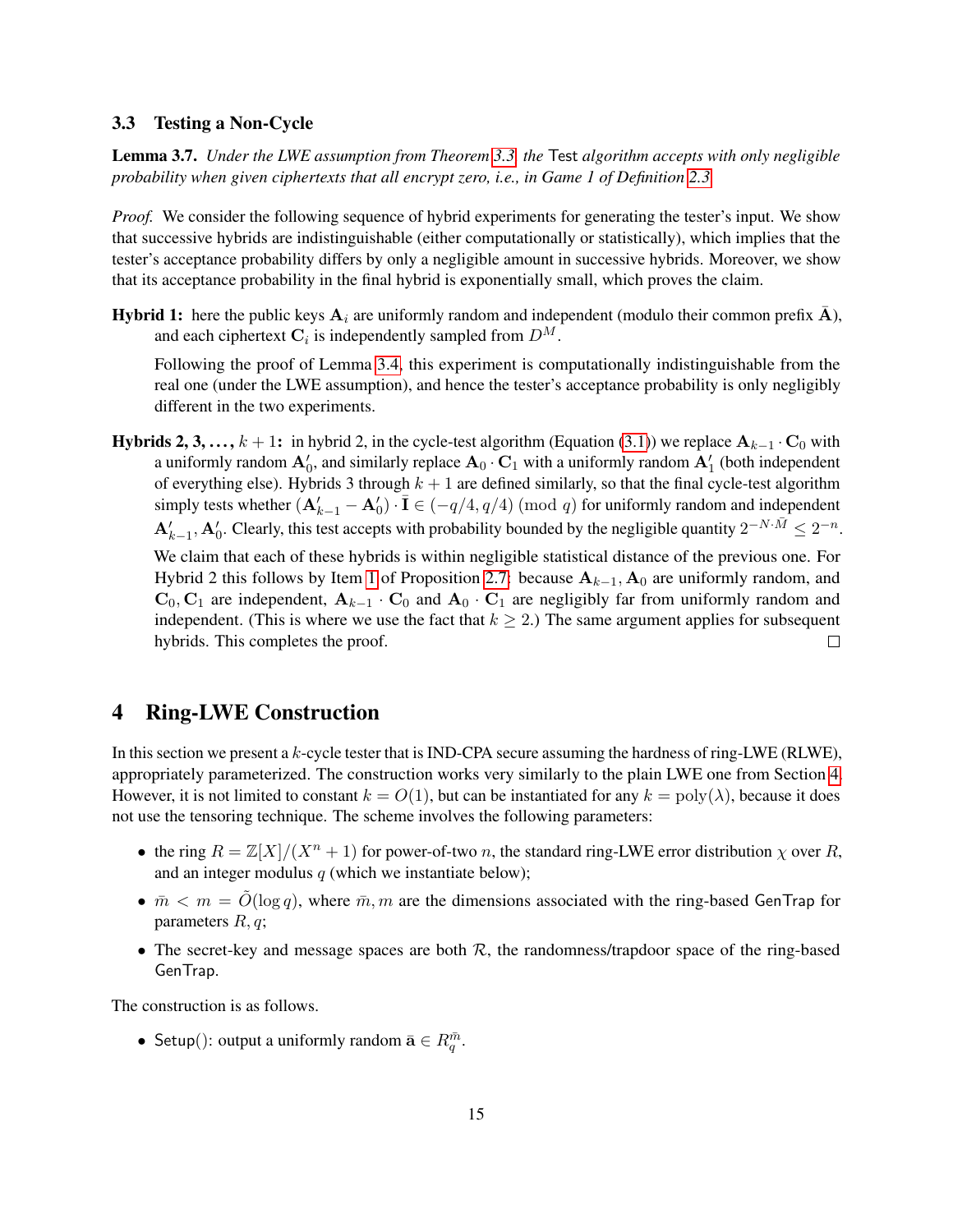### 3.3 Testing a Non-Cycle

**Lemma 3.7.** *Under the LWE assumption from Theorem 3.3, the* Test *algorithm accepts with only negligible probability when given ciphertexts that all encrypt zero, i.e., in Game 1 of Definition 2.3.*

*Proof.* We consider the following sequence of hybrid experiments for generating the tester's input. We show that successive hybrids are indistinguishable (either computationally or statistically), which implies that the tester's acceptance probability differs by only a negligible amount in successive hybrids. Moreover, we show that its acceptance probability in the final hybrid is exponentially small, which proves the claim.

**Hybrid 1:** here the public keys $\mathbf{A}_i$ are uniformly random and independent (modulo their common prefix $\bar{\mathbf{A}}$), and each ciphertext $\mathbf{C}_i$ is independently sampled from $D^M$.

Following the proof of Lemma 3.4, this experiment is computationally indistinguishable from the real one (under the LWE assumption), and hence the tester's acceptance probability is only negligibly different in the two experiments.

**Hybrids 2, 3, . . . , $k+1$:** in hybrid 2, in the cycle-test algorithm (Equation (3.1)) we replace $\mathbf{A}_{k-1} \cdot \mathbf{C}_0$ with a uniformly random $\mathbf{A}'_0$, and similarly replace $\mathbf{A}_0 \cdot \mathbf{C}_1$ with a uniformly random $\mathbf{A}'_1$ (both independent of everything else). Hybrids 3 through $k+1$ are defined similarly, so that the final cycle-test algorithm simply tests whether $(\mathbf{A}'_{k-1} - \mathbf{A}'_0) \cdot \bar{\mathbf{I}} \in (-q/4, q/4) \pmod q$ for uniformly random and independent $\mathbf{A}'_{k-1}, \mathbf{A}'_0$. Clearly, this test accepts with probability bounded by the negligible quantity $2^{-N \cdot \bar{M}} \leq 2^{-n}$.

We claim that each of these hybrids is within negligible statistical distance of the previous one. For Hybrid 2 this follows by Item 1 of Proposition 2.7: because $\mathbf{A}_{k-1}, \mathbf{A}_0$ are uniformly random, and $\mathbf{C}_0, \mathbf{C}_1$ are independent, $\mathbf{A}_{k-1} \cdot \mathbf{C}_0$ and $\mathbf{A}_0 \cdot \mathbf{C}_1$ are negligibly far from uniformly random and independent. (This is where we use the fact that $k \geq 2$.) The same argument applies for subsequent hybrids. This completes the proof. $\square$

## 4 Ring-LWE Construction

In this section we present a $k$-cycle tester that is IND-CPA secure assuming the hardness of ring-LWE (RLWE), appropriately parameterized. The construction works very similarly to the plain LWE one from Section 4. However, it is not limited to constant $k = O(1)$, but can be instantiated for any $k = \mathrm{poly}(\lambda)$, because it does not use the tensoring technique. The scheme involves the following parameters:

- the ring $R = \mathbb{Z}[X]/(X^n + 1)$ for power-of-two $n$, the standard ring-LWE error distribution $\chi$ over $R$, and an integer modulus $q$ (which we instantiate below);
- $\bar{m} < m = \tilde{O}(\log q)$, where $\bar{m}, m$ are the dimensions associated with the ring-based GenTrap for parameters $R, q$;
- The secret-key and message spaces are both $\mathcal{R}$, the randomness/trapdoor space of the ring-based GenTrap.

The construction is as follows.

- Setup(): output a uniformly random $\bar{\mathbf{a}} \in R_q^{\bar{m}}$.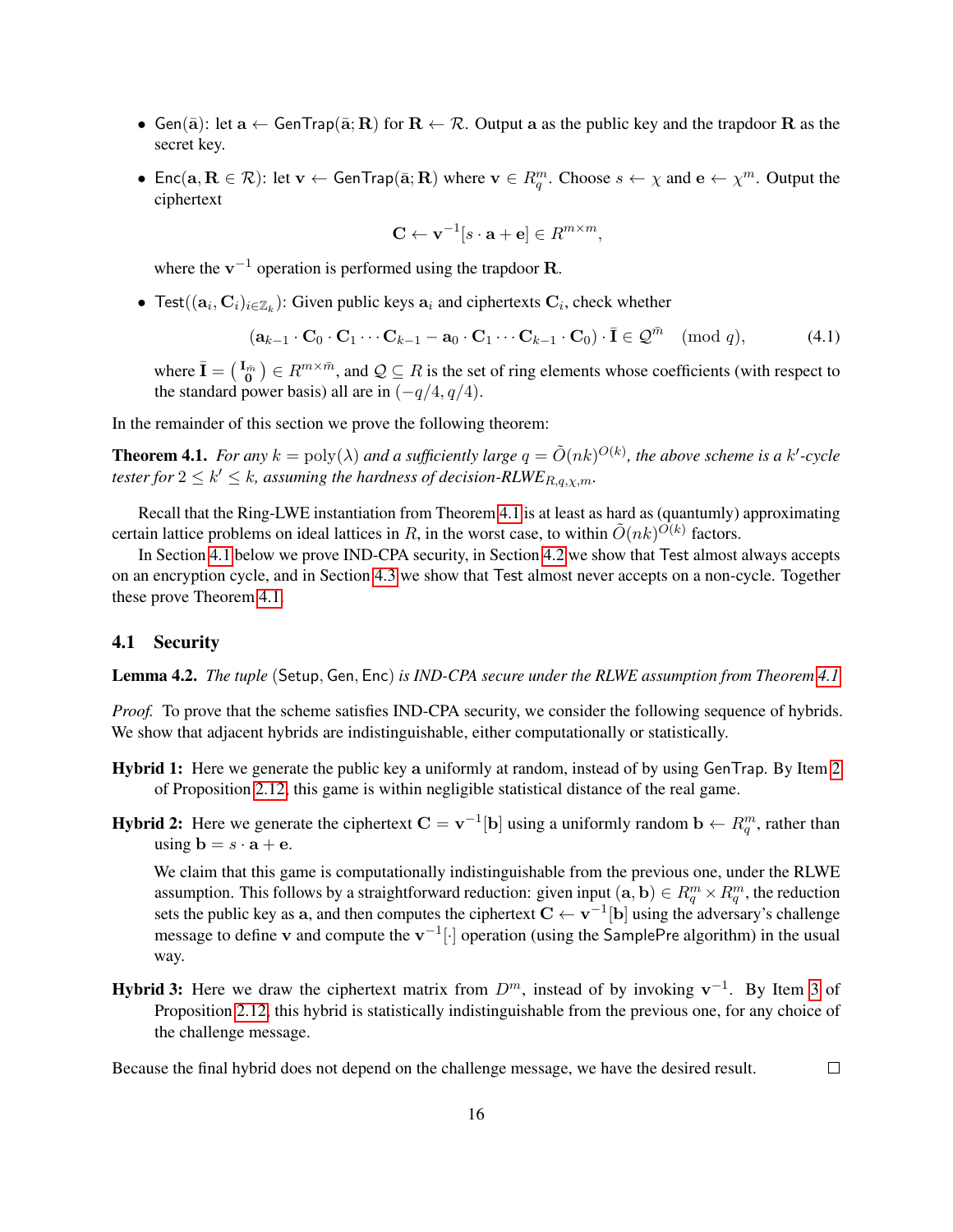- $\mathsf{Gen}(\bar{\mathbf{a}})$: let $\mathbf{a} \leftarrow \mathsf{GenTrap}(\bar{\mathbf{a}}; \mathbf{R})$ for $\mathbf{R} \leftarrow \mathcal{R}$. Output $\mathbf{a}$ as the public key and the trapdoor $\mathbf{R}$ as the secret key.
- $\mathsf{Enc}(\mathbf{a}, \mathbf{R} \in \mathcal{R})$: let $\mathbf{v} \leftarrow \mathsf{GenTrap}(\bar{\mathbf{a}}; \mathbf{R})$ where $\mathbf{v} \in R_q^m$. Choose $s \leftarrow \chi$ and $\mathbf{e} \leftarrow \chi^m$. Output the ciphertext
$$\mathbf{C} \leftarrow \mathbf{v}^{-1}[s \cdot \mathbf{a} + \mathbf{e}] \in R^{m \times m},$$
where the $\mathbf{v}^{-1}$ operation is performed using the trapdoor $\mathbf{R}$.
- $\mathsf{Test}((\mathbf{a}_i, \mathbf{C}_i)_{i \in \mathbb{Z}_k})$: Given public keys $\mathbf{a}_i$ and ciphertexts $\mathbf{C}_i$, check whether
$$(\mathbf{a}_{k-1} \cdot \mathbf{C}_0 \cdot \mathbf{C}_1 \cdots \mathbf{C}_{k-1} - \mathbf{a}_0 \cdot \mathbf{C}_1 \cdots \mathbf{C}_{k-1} \cdot \mathbf{C}_0) \cdot \bar{\mathbf{I}} \in \mathcal{Q}^{\bar{m}} \pmod{q}, \tag{4.1}$$
where $\bar{\mathbf{I}} = \binom{\mathbf{I}_{\bar{m}}}{\mathbf{0}} \in R^{m \times \bar{m}}$, and $\mathcal{Q} \subseteq R$ is the set of ring elements whose coefficients (with respect to the standard power basis) all are in $(-q/4, q/4)$.

In the remainder of this section we prove the following theorem:

**Theorem 4.1.** *For any $k = \mathrm{poly}(\lambda)$ and a sufficiently large $q = \tilde{O}(nk)^{O(k)}$, the above scheme is a $k'$-cycle tester for $2 \leq k' \leq k$, assuming the hardness of decision-RLWE$_{R,q,\chi,m}$.*

Recall that the Ring-LWE instantiation from Theorem 4.1 is at least as hard as (quantumly) approximating certain lattice problems on ideal lattices in $R$, in the worst case, to within $\tilde{O}(nk)^{O(k)}$ factors.

In Section 4.1 below we prove IND-CPA security, in Section 4.2 we show that $\mathsf{Test}$ almost always accepts on an encryption cycle, and in Section 4.3 we show that $\mathsf{Test}$ almost never accepts on a non-cycle. Together these prove Theorem 4.1.

## 4.1 Security

**Lemma 4.2.** *The tuple* $(\mathsf{Setup}, \mathsf{Gen}, \mathsf{Enc})$ *is IND-CPA secure under the RLWE assumption from Theorem 4.1.*

*Proof.* To prove that the scheme satisfies IND-CPA security, we consider the following sequence of hybrids. We show that adjacent hybrids are indistinguishable, either computationally or statistically.

**Hybrid 1:** Here we generate the public key $\mathbf{a}$ uniformly at random, instead of by using $\mathsf{GenTrap}$. By Item 2 of Proposition 2.12, this game is within negligible statistical distance of the real game.

**Hybrid 2:** Here we generate the ciphertext $\mathbf{C} = \mathbf{v}^{-1}[\mathbf{b}]$ using a uniformly random $\mathbf{b} \leftarrow R_q^m$, rather than using $\mathbf{b} = s \cdot \mathbf{a} + \mathbf{e}$.

We claim that this game is computationally indistinguishable from the previous one, under the RLWE assumption. This follows by a straightforward reduction: given input $(\mathbf{a}, \mathbf{b}) \in R_q^m \times R_q^m$, the reduction sets the public key as $\mathbf{a}$, and then computes the ciphertext $\mathbf{C} \leftarrow \mathbf{v}^{-1}[\mathbf{b}]$ using the adversary's challenge message to define $\mathbf{v}$ and compute the $\mathbf{v}^{-1}[\cdot]$ operation (using the $\mathsf{SamplePre}$ algorithm) in the usual way.

**Hybrid 3:** Here we draw the ciphertext matrix from $D^m$, instead of by invoking $\mathbf{v}^{-1}$. By Item 3 of Proposition 2.12, this hybrid is statistically indistinguishable from the previous one, for any choice of the challenge message.

Because the final hybrid does not depend on the challenge message, we have the desired result. $\square$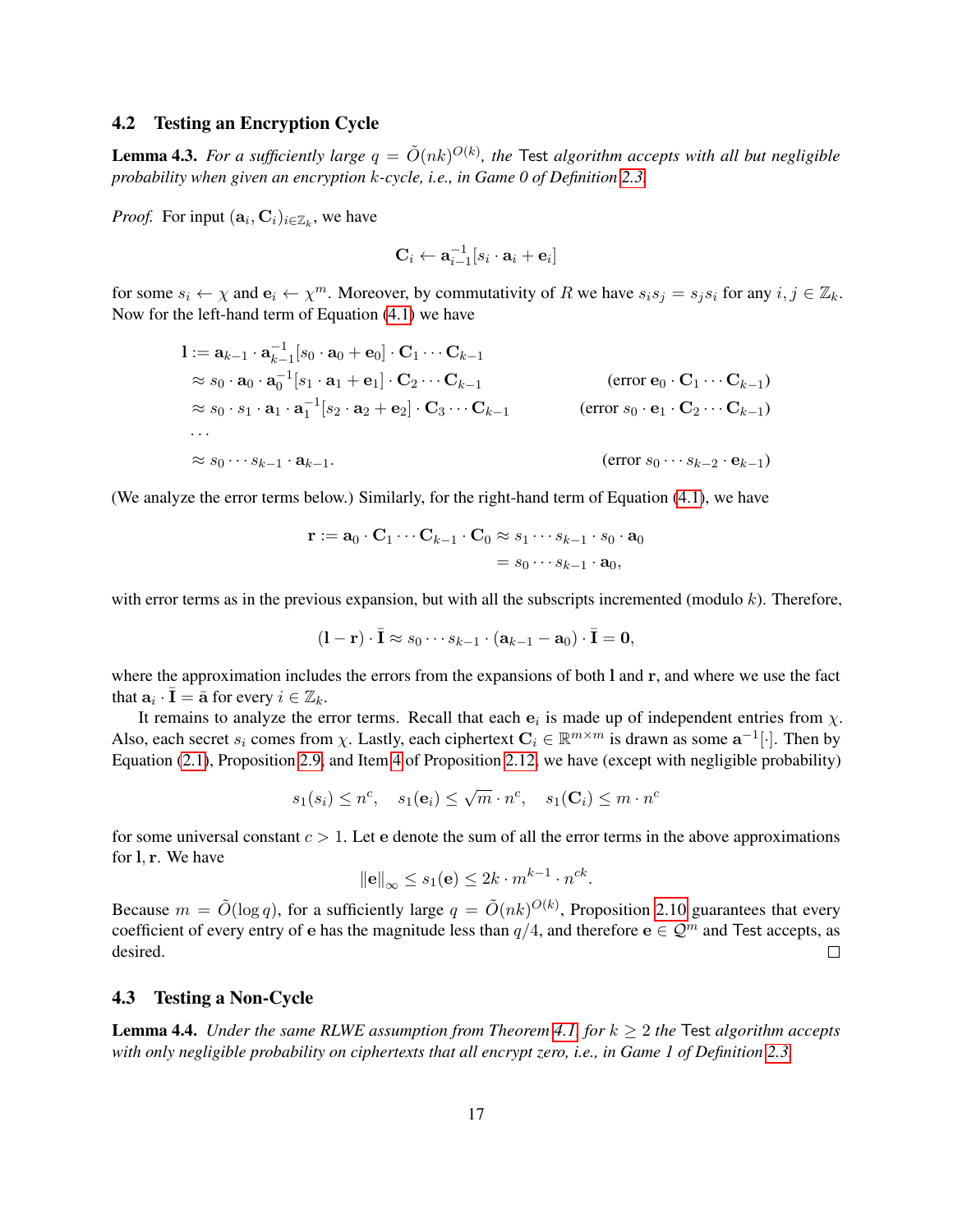## 4.2 Testing an Encryption Cycle

**Lemma 4.3.** *For a sufficiently large $q = \tilde{O}(nk)^{O(k)}$, the* Test *algorithm accepts with all but negligible probability when given an encryption $k$-cycle, i.e., in Game 0 of Definition 2.3.*

*Proof.* For input $(\mathbf{a}_i, \mathbf{C}_i)_{i \in \mathbb{Z}_k}$, we have

$$\mathbf{C}_i \leftarrow \mathbf{a}_{i-1}^{-1}[s_i \cdot \mathbf{a}_i + \mathbf{e}_i]$$

for some $s_i \leftarrow \chi$ and $\mathbf{e}_i \leftarrow \chi^m$. Moreover, by commutativity of $R$ we have $s_i s_j = s_j s_i$ for any $i, j \in \mathbb{Z}_k$. Now for the left-hand term of Equation (4.1) we have

$$\begin{aligned}
\mathbf{l} &:= \mathbf{a}_{k-1} \cdot \mathbf{a}_{k-1}^{-1}[s_0 \cdot \mathbf{a}_0 + \mathbf{e}_0] \cdot \mathbf{C}_1 \cdots \mathbf{C}_{k-1} \\
&\approx s_0 \cdot \mathbf{a}_0 \cdot \mathbf{a}_0^{-1}[s_1 \cdot \mathbf{a}_1 + \mathbf{e}_1] \cdot \mathbf{C}_2 \cdots \mathbf{C}_{k-1} && (\text{error } \mathbf{e}_0 \cdot \mathbf{C}_1 \cdots \mathbf{C}_{k-1}) \\
&\approx s_0 \cdot s_1 \cdot \mathbf{a}_1 \cdot \mathbf{a}_1^{-1}[s_2 \cdot \mathbf{a}_2 + \mathbf{e}_2] \cdot \mathbf{C}_3 \cdots \mathbf{C}_{k-1} && (\text{error } s_0 \cdot \mathbf{e}_1 \cdot \mathbf{C}_2 \cdots \mathbf{C}_{k-1}) \\
&\cdots \\
&\approx s_0 \cdots s_{k-1} \cdot \mathbf{a}_{k-1}. && (\text{error } s_0 \cdots s_{k-2} \cdot \mathbf{e}_{k-1})
\end{aligned}$$

(We analyze the error terms below.) Similarly, for the right-hand term of Equation (4.1), we have

$$\begin{aligned}
\mathbf{r} := \mathbf{a}_0 \cdot \mathbf{C}_1 \cdots \mathbf{C}_{k-1} \cdot \mathbf{C}_0 &\approx s_1 \cdots s_{k-1} \cdot s_0 \cdot \mathbf{a}_0 \\
&= s_0 \cdots s_{k-1} \cdot \mathbf{a}_0,
\end{aligned}$$

with error terms as in the previous expansion, but with all the subscripts incremented (modulo $k$). Therefore,

$$(\mathbf{l} - \mathbf{r}) \cdot \bar{\mathbf{I}} \approx s_0 \cdots s_{k-1} \cdot (\mathbf{a}_{k-1} - \mathbf{a}_0) \cdot \bar{\mathbf{I}} = \mathbf{0},$$

where the approximation includes the errors from the expansions of both $\mathbf{l}$ and $\mathbf{r}$, and where we use the fact that $\mathbf{a}_i \cdot \bar{\mathbf{I}} = \bar{\mathbf{a}}$ for every $i \in \mathbb{Z}_k$.

It remains to analyze the error terms. Recall that each $\mathbf{e}_i$ is made up of independent entries from $\chi$. Also, each secret $s_i$ comes from $\chi$. Lastly, each ciphertext $\mathbf{C}_i \in \mathbb{R}^{m \times m}$ is drawn as some $\mathbf{a}^{-1}[\cdot]$. Then by Equation (2.1), Proposition 2.9, and Item 4 of Proposition 2.12, we have (except with negligible probability)

$$s_1(s_i) \leq n^c, \quad s_1(\mathbf{e}_i) \leq \sqrt{m} \cdot n^c, \quad s_1(\mathbf{C}_i) \leq m \cdot n^c$$

for some universal constant $c > 1$. Let $\mathbf{e}$ denote the sum of all the error terms in the above approximations for $\mathbf{l}, \mathbf{r}$. We have

$$\|\mathbf{e}\|_\infty \leq s_1(\mathbf{e}) \leq 2k \cdot m^{k-1} \cdot n^{ck}.$$

Because $m = \tilde{O}(\log q)$, for a sufficiently large $q = \tilde{O}(nk)^{O(k)}$, Proposition 2.10 guarantees that every coefficient of every entry of $\mathbf{e}$ has the magnitude less than $q/4$, and therefore $\mathbf{e} \in \mathcal{Q}^m$ and Test accepts, as desired. $\square$

## 4.3 Testing a Non-Cycle

**Lemma 4.4.** *Under the same RLWE assumption from Theorem 4.1, for $k \geq 2$ the* Test *algorithm accepts with only negligible probability on ciphertexts that all encrypt zero, i.e., in Game 1 of Definition 2.3.*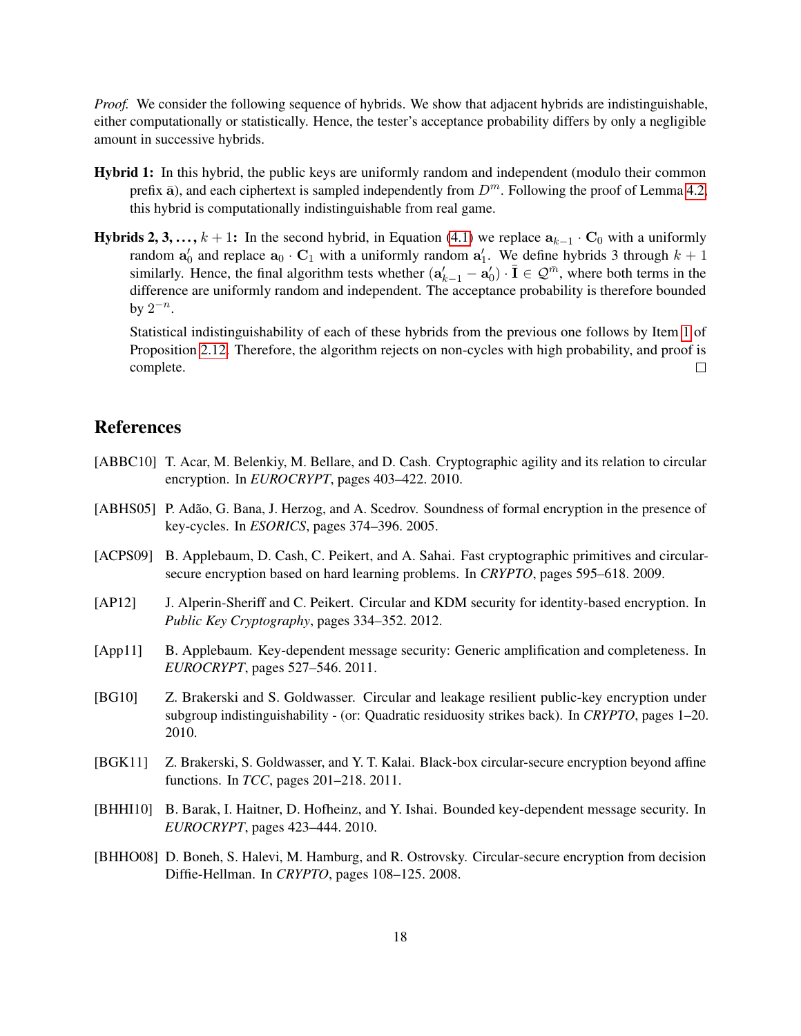*Proof.* We consider the following sequence of hybrids. We show that adjacent hybrids are indistinguishable, either computationally or statistically. Hence, the tester's acceptance probability differs by only a negligible amount in successive hybrids.

**Hybrid 1:** In this hybrid, the public keys are uniformly random and independent (modulo their common prefix $\bar{\mathbf{a}}$), and each ciphertext is sampled independently from $D^m$. Following the proof of Lemma 4.2, this hybrid is computationally indistinguishable from real game.

**Hybrids 2, 3, …, $k+1$:** In the second hybrid, in Equation (4.1) we replace $\mathbf{a}_{k-1} \cdot \mathbf{C}_0$ with a uniformly random $\mathbf{a}'_0$ and replace $\mathbf{a}_0 \cdot \mathbf{C}_1$ with a uniformly random $\mathbf{a}'_1$. We define hybrids 3 through $k+1$ similarly. Hence, the final algorithm tests whether $(\mathbf{a}'_{k-1} - \mathbf{a}'_0) \cdot \bar{\mathbf{I}} \in \mathcal{Q}^{\bar{m}}$, where both terms in the difference are uniformly random and independent. The acceptance probability is therefore bounded by $2^{-n}$.

Statistical indistinguishability of each of these hybrids from the previous one follows by Item 1 of Proposition 2.12. Therefore, the algorithm rejects on non-cycles with high probability, and proof is complete. ∎

## References

[ABBC10] T. Acar, M. Belenkiy, M. Bellare, and D. Cash. Cryptographic agility and its relation to circular encryption. In *EUROCRYPT*, pages 403–422. 2010.

[ABHS05] P. Adão, G. Bana, J. Herzog, and A. Scedrov. Soundness of formal encryption in the presence of key-cycles. In *ESORICS*, pages 374–396. 2005.

[ACPS09] B. Applebaum, D. Cash, C. Peikert, and A. Sahai. Fast cryptographic primitives and circular-secure encryption based on hard learning problems. In *CRYPTO*, pages 595–618. 2009.

[AP12] J. Alperin-Sheriff and C. Peikert. Circular and KDM security for identity-based encryption. In *Public Key Cryptography*, pages 334–352. 2012.

[App11] B. Applebaum. Key-dependent message security: Generic amplification and completeness. In *EUROCRYPT*, pages 527–546. 2011.

[BG10] Z. Brakerski and S. Goldwasser. Circular and leakage resilient public-key encryption under subgroup indistinguishability - (or: Quadratic residuosity strikes back). In *CRYPTO*, pages 1–20. 2010.

[BGK11] Z. Brakerski, S. Goldwasser, and Y. T. Kalai. Black-box circular-secure encryption beyond affine functions. In *TCC*, pages 201–218. 2011.

[BHHI10] B. Barak, I. Haitner, D. Hofheinz, and Y. Ishai. Bounded key-dependent message security. In *EUROCRYPT*, pages 423–444. 2010.

[BHHO08] D. Boneh, S. Halevi, M. Hamburg, and R. Ostrovsky. Circular-secure encryption from decision Diffie-Hellman. In *CRYPTO*, pages 108–125. 2008.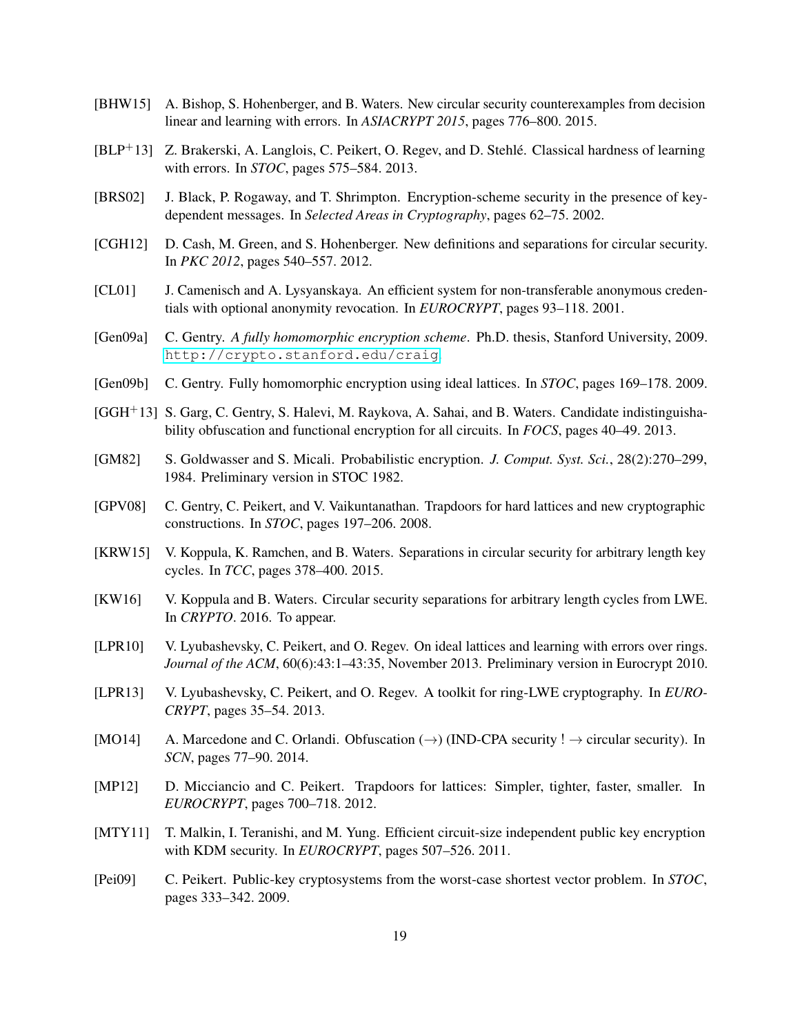[BHW15] A. Bishop, S. Hohenberger, and B. Waters. New circular security counterexamples from decision linear and learning with errors. In *ASIACRYPT 2015*, pages 776–800. 2015.

[BLP$^+$13] Z. Brakerski, A. Langlois, C. Peikert, O. Regev, and D. Stehlé. Classical hardness of learning with errors. In *STOC*, pages 575–584. 2013.

[BRS02] J. Black, P. Rogaway, and T. Shrimpton. Encryption-scheme security in the presence of key-dependent messages. In *Selected Areas in Cryptography*, pages 62–75. 2002.

[CGH12] D. Cash, M. Green, and S. Hohenberger. New definitions and separations for circular security. In *PKC 2012*, pages 540–557. 2012.

[CL01] J. Camenisch and A. Lysyanskaya. An efficient system for non-transferable anonymous credentials with optional anonymity revocation. In *EUROCRYPT*, pages 93–118. 2001.

[Gen09a] C. Gentry. *A fully homomorphic encryption scheme*. Ph.D. thesis, Stanford University, 2009. `http://crypto.stanford.edu/craig`.

[Gen09b] C. Gentry. Fully homomorphic encryption using ideal lattices. In *STOC*, pages 169–178. 2009.

[GGH$^+$13] S. Garg, C. Gentry, S. Halevi, M. Raykova, A. Sahai, and B. Waters. Candidate indistinguishability obfuscation and functional encryption for all circuits. In *FOCS*, pages 40–49. 2013.

[GM82] S. Goldwasser and S. Micali. Probabilistic encryption. *J. Comput. Syst. Sci.*, 28(2):270–299, 1984. Preliminary version in STOC 1982.

[GPV08] C. Gentry, C. Peikert, and V. Vaikuntanathan. Trapdoors for hard lattices and new cryptographic constructions. In *STOC*, pages 197–206. 2008.

[KRW15] V. Koppula, K. Ramchen, and B. Waters. Separations in circular security for arbitrary length key cycles. In *TCC*, pages 378–400. 2015.

[KW16] V. Koppula and B. Waters. Circular security separations for arbitrary length cycles from LWE. In *CRYPTO*. 2016. To appear.

[LPR10] V. Lyubashevsky, C. Peikert, and O. Regev. On ideal lattices and learning with errors over rings. *Journal of the ACM*, 60(6):43:1–43:35, November 2013. Preliminary version in Eurocrypt 2010.

[LPR13] V. Lyubashevsky, C. Peikert, and O. Regev. A toolkit for ring-LWE cryptography. In *EUROCRYPT*, pages 35–54. 2013.

[MO14] A. Marcedone and C. Orlandi. Obfuscation ($\rightarrow$) (IND-CPA security ! $\rightarrow$ circular security). In *SCN*, pages 77–90. 2014.

[MP12] D. Micciancio and C. Peikert. Trapdoors for lattices: Simpler, tighter, faster, smaller. In *EUROCRYPT*, pages 700–718. 2012.

[MTY11] T. Malkin, I. Teranishi, and M. Yung. Efficient circuit-size independent public key encryption with KDM security. In *EUROCRYPT*, pages 507–526. 2011.

[Pei09] C. Peikert. Public-key cryptosystems from the worst-case shortest vector problem. In *STOC*, pages 333–342. 2009.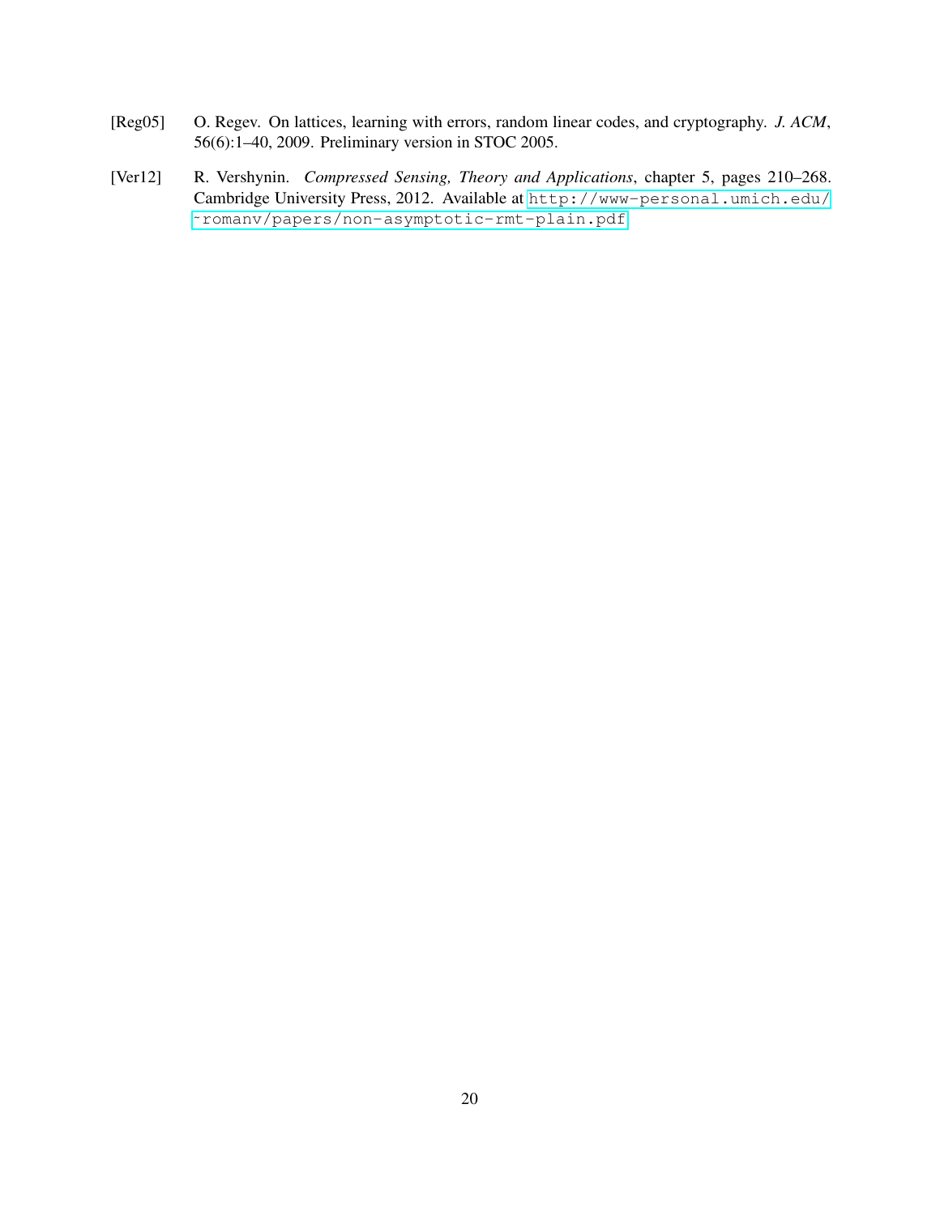[Reg05] O. Regev. On lattices, learning with errors, random linear codes, and cryptography. *J. ACM*, 56(6):1–40, 2009. Preliminary version in STOC 2005.

[Ver12] R. Vershynin. *Compressed Sensing, Theory and Applications*, chapter 5, pages 210–268. Cambridge University Press, 2012. Available at http://www-personal.umich.edu/~romanv/papers/non-asymptotic-rmt-plain.pdf